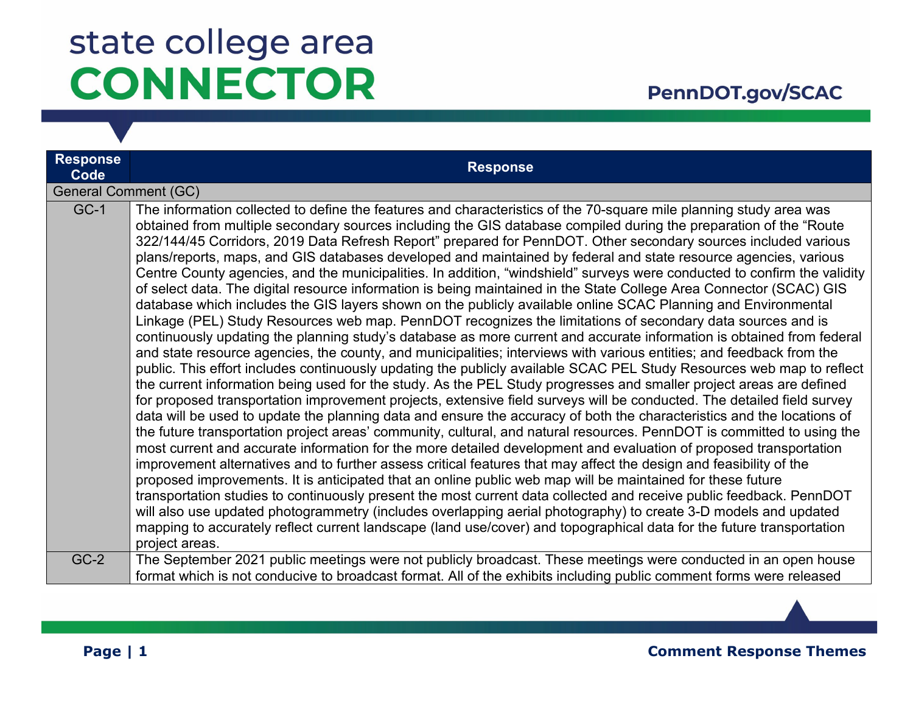# state college area CONNECTOR

PennDOT.gov/SCAC

| Response Code | Response |
|---|---|
| General Comment (GC) | |
| GC-1 | The information collected to define the features and characteristics of the 70-square mile planning study area was obtained from multiple secondary sources including the GIS database compiled during the preparation of the "Route 322/144/45 Corridors, 2019 Data Refresh Report" prepared for PennDOT. Other secondary sources included various plans/reports, maps, and GIS databases developed and maintained by federal and state resource agencies, various Centre County agencies, and the municipalities. In addition, "windshield" surveys were conducted to confirm the validity of select data. The digital resource information is being maintained in the State College Area Connector (SCAC) GIS database which includes the GIS layers shown on the publicly available online SCAC Planning and Environmental Linkage (PEL) Study Resources web map. PennDOT recognizes the limitations of secondary data sources and is continuously updating the planning study's database as more current and accurate information is obtained from federal and state resource agencies, the county, and municipalities; interviews with various entities; and feedback from the public. This effort includes continuously updating the publicly available SCAC PEL Study Resources web map to reflect the current information being used for the study. As the PEL Study progresses and smaller project areas are defined for proposed transportation improvement projects, extensive field surveys will be conducted. The detailed field survey data will be used to update the planning data and ensure the accuracy of both the characteristics and the locations of the future transportation project areas' community, cultural, and natural resources. PennDOT is committed to using the most current and accurate information for the more detailed development and evaluation of proposed transportation improvement alternatives and to further assess critical features that may affect the design and feasibility of the proposed improvements. It is anticipated that an online public web map will be maintained for these future transportation studies to continuously present the most current data collected and receive public feedback. PennDOT will also use updated photogrammetry (includes overlapping aerial photography) to create 3-D models and updated mapping to accurately reflect current landscape (land use/cover) and topographical data for the future transportation project areas. |
| GC-2 | The September 2021 public meetings were not publicly broadcast. These meetings were conducted in an open house format which is not conducive to broadcast format. All of the exhibits including public comment forms were released |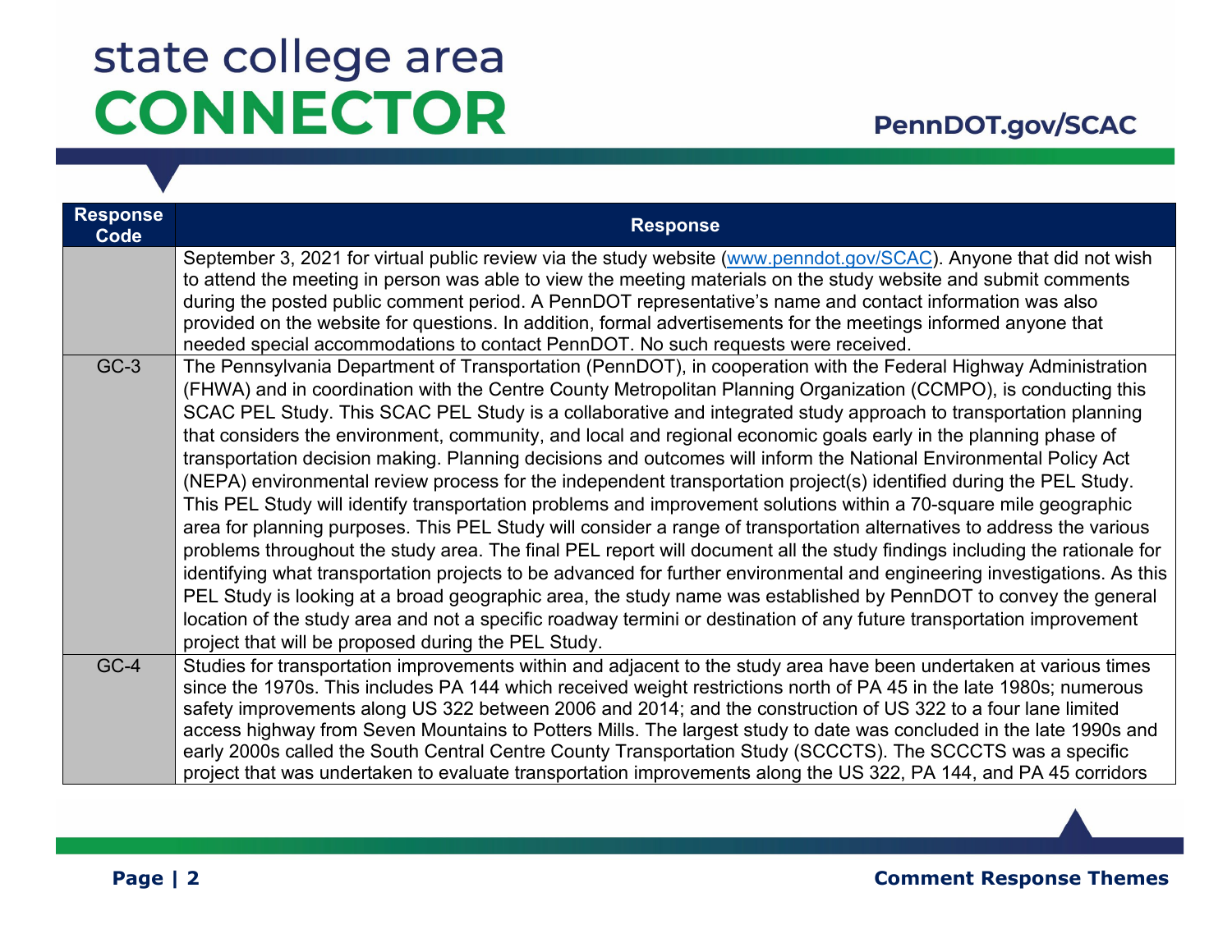| Response Code | Response |
|---|---|
| | September 3, 2021 for virtual public review via the study website (www.penndot.gov/SCAC). Anyone that did not wish to attend the meeting in person was able to view the meeting materials on the study website and submit comments during the posted public comment period. A PennDOT representative's name and contact information was also provided on the website for questions. In addition, formal advertisements for the meetings informed anyone that needed special accommodations to contact PennDOT. No such requests were received. |
| GC-3 | The Pennsylvania Department of Transportation (PennDOT), in cooperation with the Federal Highway Administration (FHWA) and in coordination with the Centre County Metropolitan Planning Organization (CCMPO), is conducting this SCAC PEL Study. This SCAC PEL Study is a collaborative and integrated study approach to transportation planning that considers the environment, community, and local and regional economic goals early in the planning phase of transportation decision making. Planning decisions and outcomes will inform the National Environmental Policy Act (NEPA) environmental review process for the independent transportation project(s) identified during the PEL Study. This PEL Study will identify transportation problems and improvement solutions within a 70-square mile geographic area for planning purposes. This PEL Study will consider a range of transportation alternatives to address the various problems throughout the study area. The final PEL report will document all the study findings including the rationale for identifying what transportation projects to be advanced for further environmental and engineering investigations. As this PEL Study is looking at a broad geographic area, the study name was established by PennDOT to convey the general location of the study area and not a specific roadway termini or destination of any future transportation improvement project that will be proposed during the PEL Study. |
| GC-4 | Studies for transportation improvements within and adjacent to the study area have been undertaken at various times since the 1970s. This includes PA 144 which received weight restrictions north of PA 45 in the late 1980s; numerous safety improvements along US 322 between 2006 and 2014; and the construction of US 322 to a four lane limited access highway from Seven Mountains to Potters Mills. The largest study to date was concluded in the late 1990s and early 2000s called the South Central Centre County Transportation Study (SCCCTS). The SCCCTS was a specific project that was undertaken to evaluate transportation improvements along the US 322, PA 144, and PA 45 corridors |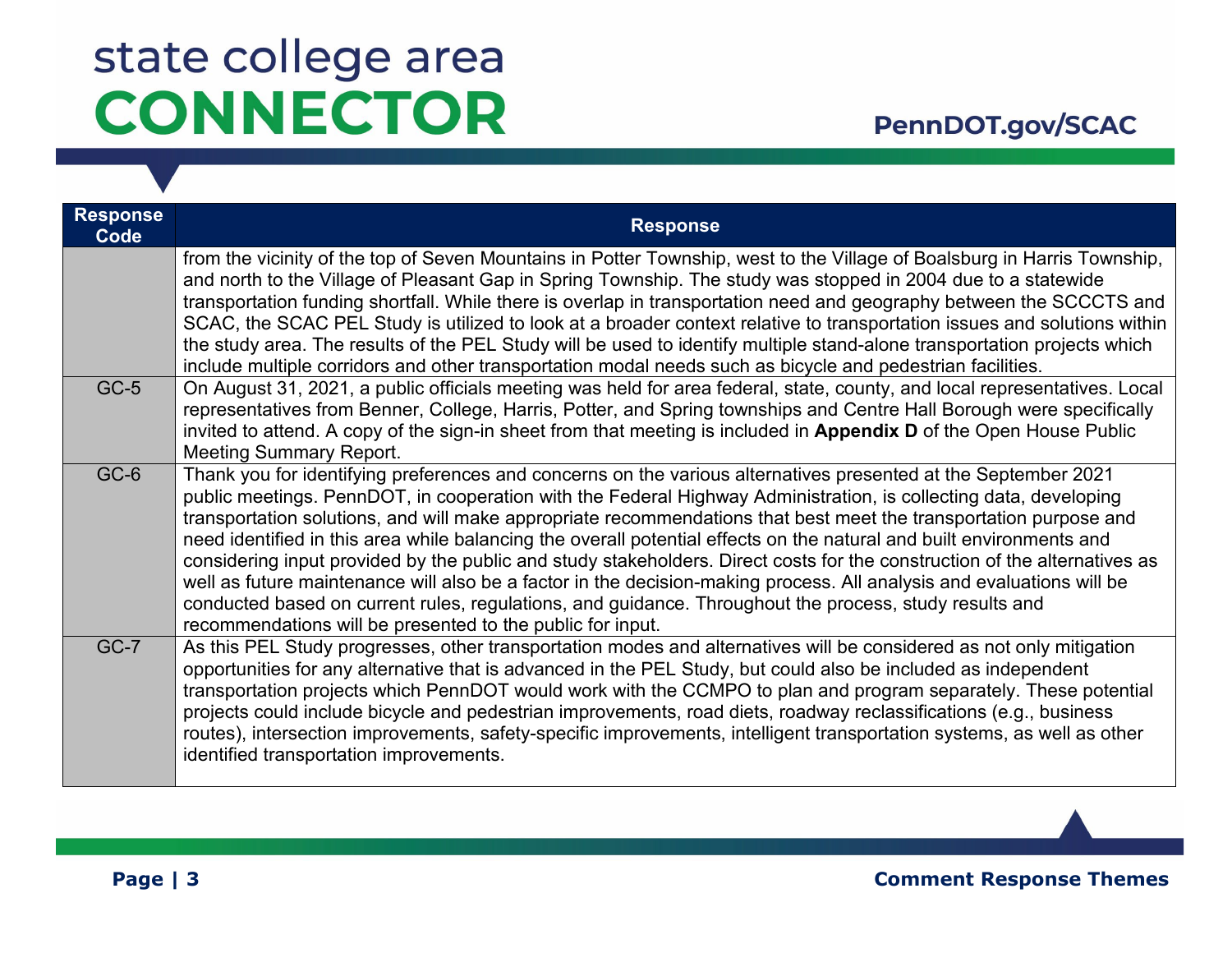| Response Code | Response |
|---|---|
| | from the vicinity of the top of Seven Mountains in Potter Township, west to the Village of Boalsburg in Harris Township, and north to the Village of Pleasant Gap in Spring Township. The study was stopped in 2004 due to a statewide transportation funding shortfall. While there is overlap in transportation need and geography between the SCCCTS and SCAC, the SCAC PEL Study is utilized to look at a broader context relative to transportation issues and solutions within the study area. The results of the PEL Study will be used to identify multiple stand-alone transportation projects which include multiple corridors and other transportation modal needs such as bicycle and pedestrian facilities. |
| GC-5 | On August 31, 2021, a public officials meeting was held for area federal, state, county, and local representatives. Local representatives from Benner, College, Harris, Potter, and Spring townships and Centre Hall Borough were specifically invited to attend. A copy of the sign-in sheet from that meeting is included in **Appendix D** of the Open House Public Meeting Summary Report. |
| GC-6 | Thank you for identifying preferences and concerns on the various alternatives presented at the September 2021 public meetings. PennDOT, in cooperation with the Federal Highway Administration, is collecting data, developing transportation solutions, and will make appropriate recommendations that best meet the transportation purpose and need identified in this area while balancing the overall potential effects on the natural and built environments and considering input provided by the public and study stakeholders. Direct costs for the construction of the alternatives as well as future maintenance will also be a factor in the decision-making process. All analysis and evaluations will be conducted based on current rules, regulations, and guidance. Throughout the process, study results and recommendations will be presented to the public for input. |
| GC-7 | As this PEL Study progresses, other transportation modes and alternatives will be considered as not only mitigation opportunities for any alternative that is advanced in the PEL Study, but could also be included as independent transportation projects which PennDOT would work with the CCMPO to plan and program separately. These potential projects could include bicycle and pedestrian improvements, road diets, roadway reclassifications (e.g., business routes), intersection improvements, safety-specific improvements, intelligent transportation systems, as well as other identified transportation improvements. |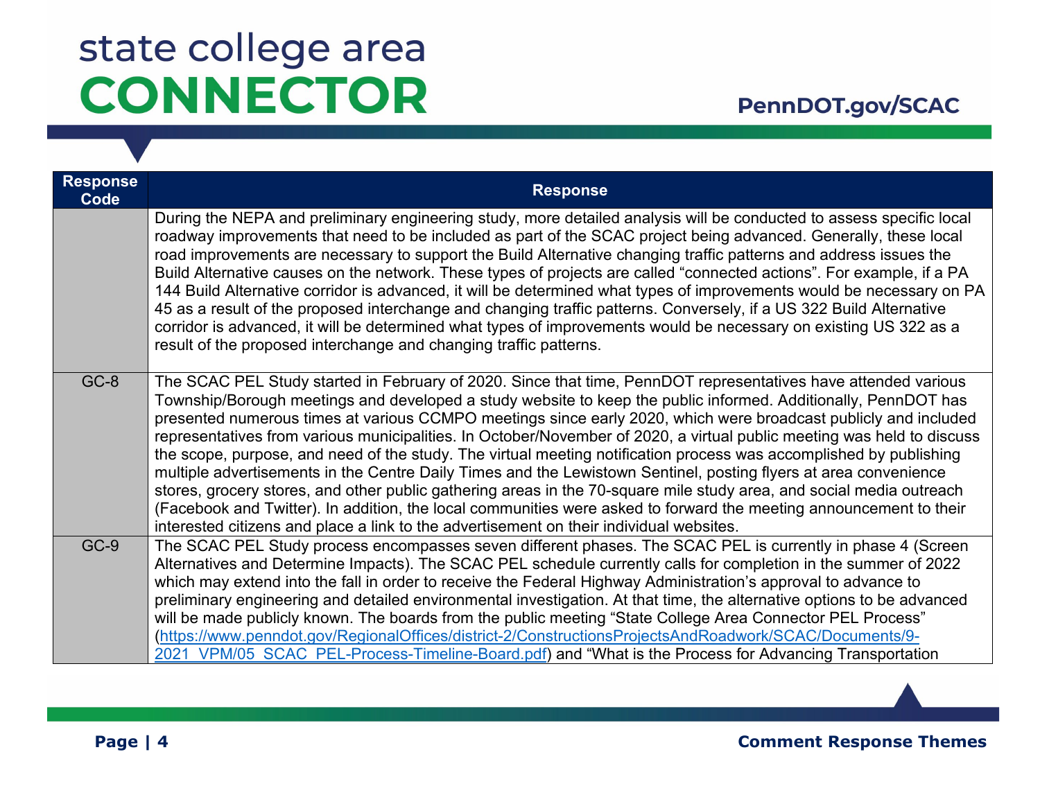| Response Code | Response |
|---|---|
| | During the NEPA and preliminary engineering study, more detailed analysis will be conducted to assess specific local roadway improvements that need to be included as part of the SCAC project being advanced. Generally, these local road improvements are necessary to support the Build Alternative changing traffic patterns and address issues the Build Alternative causes on the network. These types of projects are called "connected actions". For example, if a PA 144 Build Alternative corridor is advanced, it will be determined what types of improvements would be necessary on PA 45 as a result of the proposed interchange and changing traffic patterns. Conversely, if a US 322 Build Alternative corridor is advanced, it will be determined what types of improvements would be necessary on existing US 322 as a result of the proposed interchange and changing traffic patterns. |
| GC-8 | The SCAC PEL Study started in February of 2020. Since that time, PennDOT representatives have attended various Township/Borough meetings and developed a study website to keep the public informed. Additionally, PennDOT has presented numerous times at various CCMPO meetings since early 2020, which were broadcast publicly and included representatives from various municipalities. In October/November of 2020, a virtual public meeting was held to discuss the scope, purpose, and need of the study. The virtual meeting notification process was accomplished by publishing multiple advertisements in the Centre Daily Times and the Lewistown Sentinel, posting flyers at area convenience stores, grocery stores, and other public gathering areas in the 70-square mile study area, and social media outreach (Facebook and Twitter). In addition, the local communities were asked to forward the meeting announcement to their interested citizens and place a link to the advertisement on their individual websites. |
| GC-9 | The SCAC PEL Study process encompasses seven different phases. The SCAC PEL is currently in phase 4 (Screen Alternatives and Determine Impacts). The SCAC PEL schedule currently calls for completion in the summer of 2022 which may extend into the fall in order to receive the Federal Highway Administration's approval to advance to preliminary engineering and detailed environmental investigation. At that time, the alternative options to be advanced will be made publicly known. The boards from the public meeting "State College Area Connector PEL Process" (https://www.penndot.gov/RegionalOffices/district-2/ConstructionsProjectsAndRoadwork/SCAC/Documents/9-2021_VPM/05_SCAC_PEL-Process-Timeline-Board.pdf) and "What is the Process for Advancing Transportation |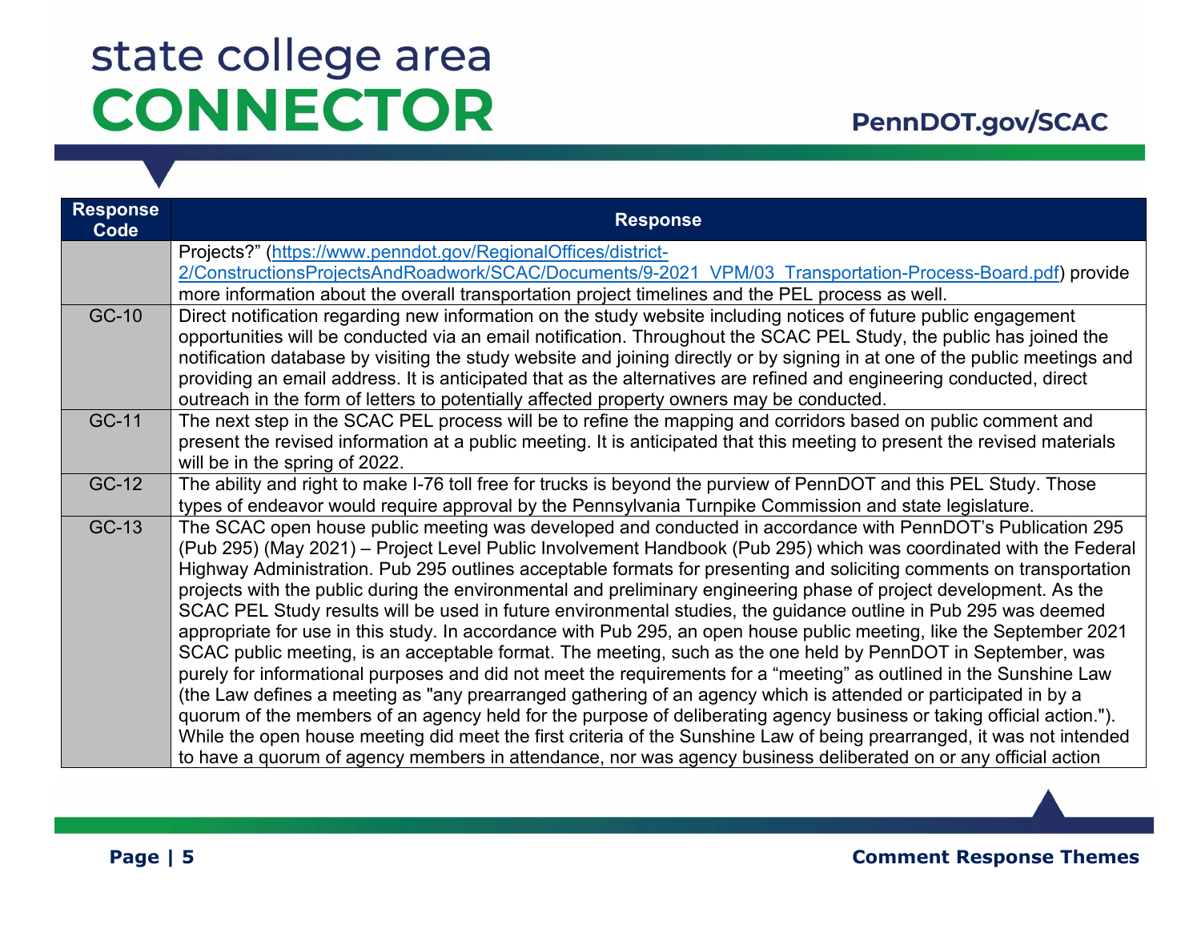| Response Code | Response |
| --- | --- |
| | Projects?” (https://www.penndot.gov/RegionalOffices/district-2/ConstructionsProjectsAndRoadwork/SCAC/Documents/9-2021_VPM/03_Transportation-Process-Board.pdf) provide more information about the overall transportation project timelines and the PEL process as well. |
| GC-10 | Direct notification regarding new information on the study website including notices of future public engagement opportunities will be conducted via an email notification. Throughout the SCAC PEL Study, the public has joined the notification database by visiting the study website and joining directly or by signing in at one of the public meetings and providing an email address. It is anticipated that as the alternatives are refined and engineering conducted, direct outreach in the form of letters to potentially affected property owners may be conducted. |
| GC-11 | The next step in the SCAC PEL process will be to refine the mapping and corridors based on public comment and present the revised information at a public meeting. It is anticipated that this meeting to present the revised materials will be in the spring of 2022. |
| GC-12 | The ability and right to make I-76 toll free for trucks is beyond the purview of PennDOT and this PEL Study. Those types of endeavor would require approval by the Pennsylvania Turnpike Commission and state legislature. |
| GC-13 | The SCAC open house public meeting was developed and conducted in accordance with PennDOT’s Publication 295 (Pub 295) (May 2021) – Project Level Public Involvement Handbook (Pub 295) which was coordinated with the Federal Highway Administration. Pub 295 outlines acceptable formats for presenting and soliciting comments on transportation projects with the public during the environmental and preliminary engineering phase of project development. As the SCAC PEL Study results will be used in future environmental studies, the guidance outline in Pub 295 was deemed appropriate for use in this study. In accordance with Pub 295, an open house public meeting, like the September 2021 SCAC public meeting, is an acceptable format. The meeting, such as the one held by PennDOT in September, was purely for informational purposes and did not meet the requirements for a “meeting” as outlined in the Sunshine Law (the Law defines a meeting as "any prearranged gathering of an agency which is attended or participated in by a quorum of the members of an agency held for the purpose of deliberating agency business or taking official action."). While the open house meeting did meet the first criteria of the Sunshine Law of being prearranged, it was not intended to have a quorum of agency members in attendance, nor was agency business deliberated on or any official action |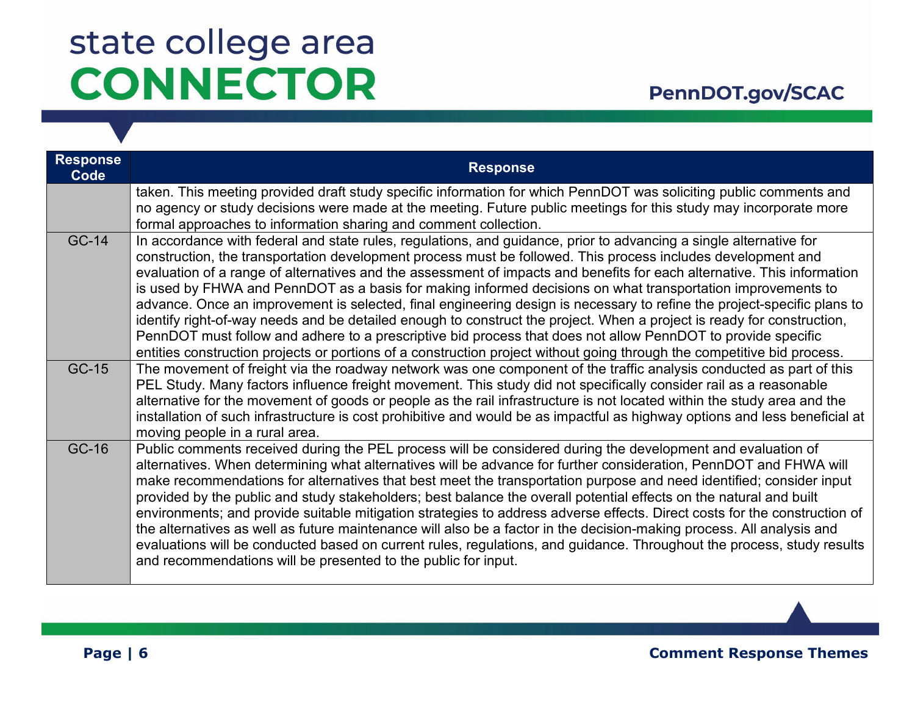| Response Code | Response |
|---|---|
| | taken. This meeting provided draft study specific information for which PennDOT was soliciting public comments and no agency or study decisions were made at the meeting. Future public meetings for this study may incorporate more formal approaches to information sharing and comment collection. |
| GC-14 | In accordance with federal and state rules, regulations, and guidance, prior to advancing a single alternative for construction, the transportation development process must be followed. This process includes development and evaluation of a range of alternatives and the assessment of impacts and benefits for each alternative. This information is used by FHWA and PennDOT as a basis for making informed decisions on what transportation improvements to advance. Once an improvement is selected, final engineering design is necessary to refine the project-specific plans to identify right-of-way needs and be detailed enough to construct the project. When a project is ready for construction, PennDOT must follow and adhere to a prescriptive bid process that does not allow PennDOT to provide specific entities construction projects or portions of a construction project without going through the competitive bid process. |
| GC-15 | The movement of freight via the roadway network was one component of the traffic analysis conducted as part of this PEL Study. Many factors influence freight movement. This study did not specifically consider rail as a reasonable alternative for the movement of goods or people as the rail infrastructure is not located within the study area and the installation of such infrastructure is cost prohibitive and would be as impactful as highway options and less beneficial at moving people in a rural area. |
| GC-16 | Public comments received during the PEL process will be considered during the development and evaluation of alternatives. When determining what alternatives will be advance for further consideration, PennDOT and FHWA will make recommendations for alternatives that best meet the transportation purpose and need identified; consider input provided by the public and study stakeholders; best balance the overall potential effects on the natural and built environments; and provide suitable mitigation strategies to address adverse effects. Direct costs for the construction of the alternatives as well as future maintenance will also be a factor in the decision-making process. All analysis and evaluations will be conducted based on current rules, regulations, and guidance. Throughout the process, study results and recommendations will be presented to the public for input. |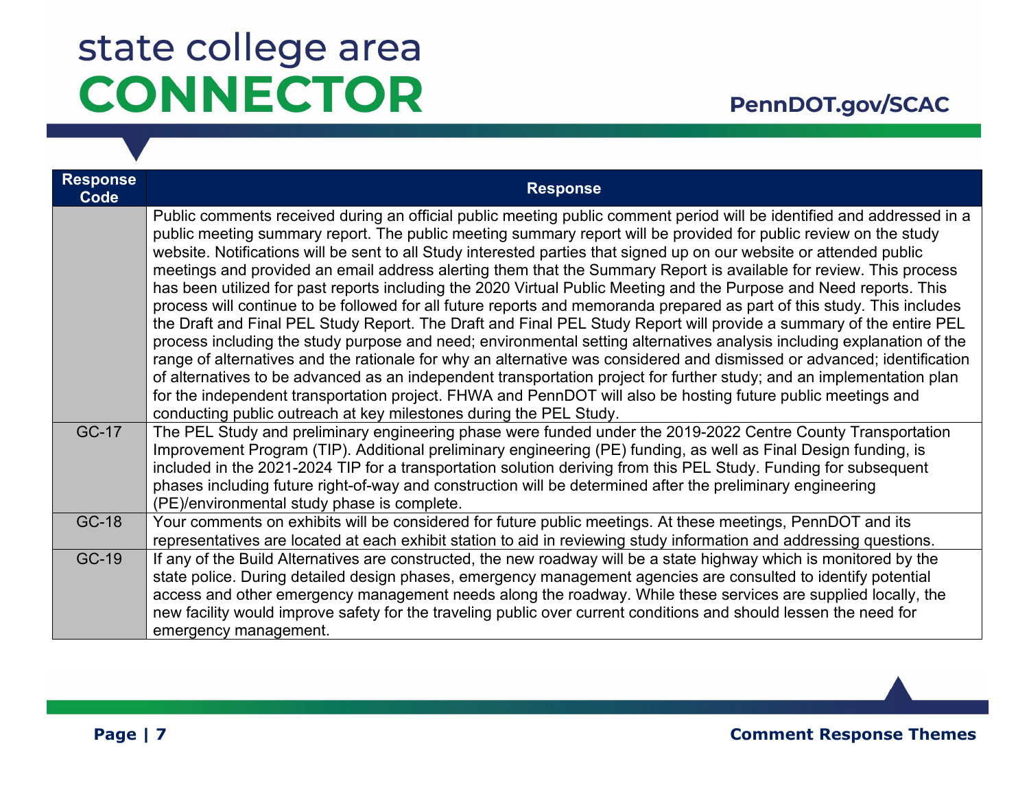| Response Code | Response |
|---|---|
| | Public comments received during an official public meeting public comment period will be identified and addressed in a public meeting summary report. The public meeting summary report will be provided for public review on the study website. Notifications will be sent to all Study interested parties that signed up on our website or attended public meetings and provided an email address alerting them that the Summary Report is available for review. This process has been utilized for past reports including the 2020 Virtual Public Meeting and the Purpose and Need reports. This process will continue to be followed for all future reports and memoranda prepared as part of this study. This includes the Draft and Final PEL Study Report. The Draft and Final PEL Study Report will provide a summary of the entire PEL process including the study purpose and need; environmental setting alternatives analysis including explanation of the range of alternatives and the rationale for why an alternative was considered and dismissed or advanced; identification of alternatives to be advanced as an independent transportation project for further study; and an implementation plan for the independent transportation project. FHWA and PennDOT will also be hosting future public meetings and conducting public outreach at key milestones during the PEL Study. |
| GC-17 | The PEL Study and preliminary engineering phase were funded under the 2019-2022 Centre County Transportation Improvement Program (TIP). Additional preliminary engineering (PE) funding, as well as Final Design funding, is included in the 2021-2024 TIP for a transportation solution deriving from this PEL Study. Funding for subsequent phases including future right-of-way and construction will be determined after the preliminary engineering (PE)/environmental study phase is complete. |
| GC-18 | Your comments on exhibits will be considered for future public meetings. At these meetings, PennDOT and its representatives are located at each exhibit station to aid in reviewing study information and addressing questions. |
| GC-19 | If any of the Build Alternatives are constructed, the new roadway will be a state highway which is monitored by the state police. During detailed design phases, emergency management agencies are consulted to identify potential access and other emergency management needs along the roadway. While these services are supplied locally, the new facility would improve safety for the traveling public over current conditions and should lessen the need for emergency management. |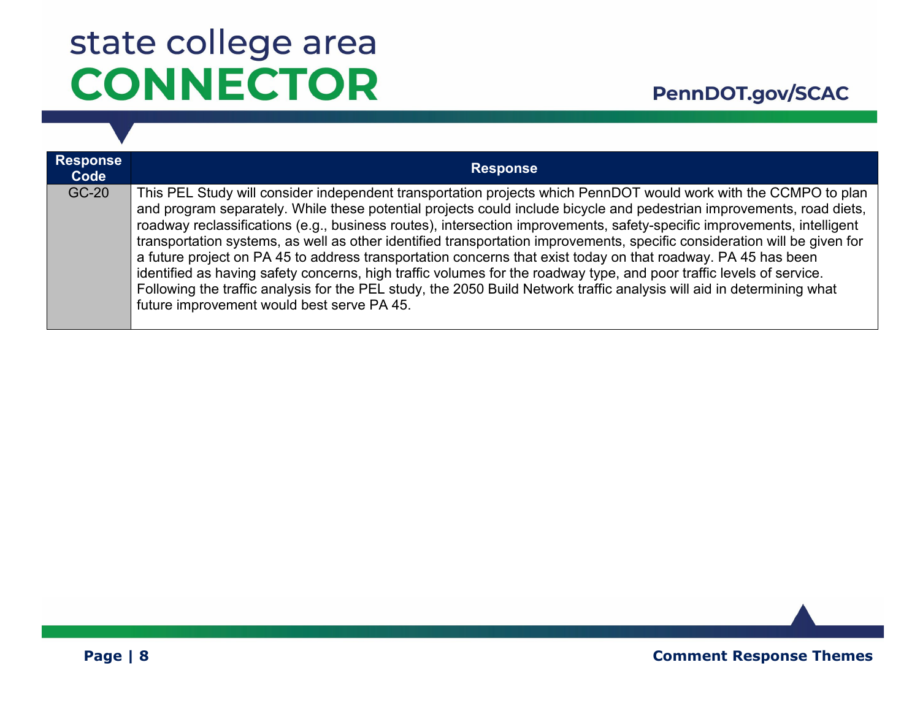| Response Code | Response |
|---|---|
| GC-20 | This PEL Study will consider independent transportation projects which PennDOT would work with the CCMPO to plan and program separately. While these potential projects could include bicycle and pedestrian improvements, road diets, roadway reclassifications (e.g., business routes), intersection improvements, safety-specific improvements, intelligent transportation systems, as well as other identified transportation improvements, specific consideration will be given for a future project on PA 45 to address transportation concerns that exist today on that roadway. PA 45 has been identified as having safety concerns, high traffic volumes for the roadway type, and poor traffic levels of service. Following the traffic analysis for the PEL study, the 2050 Build Network traffic analysis will aid in determining what future improvement would best serve PA 45. |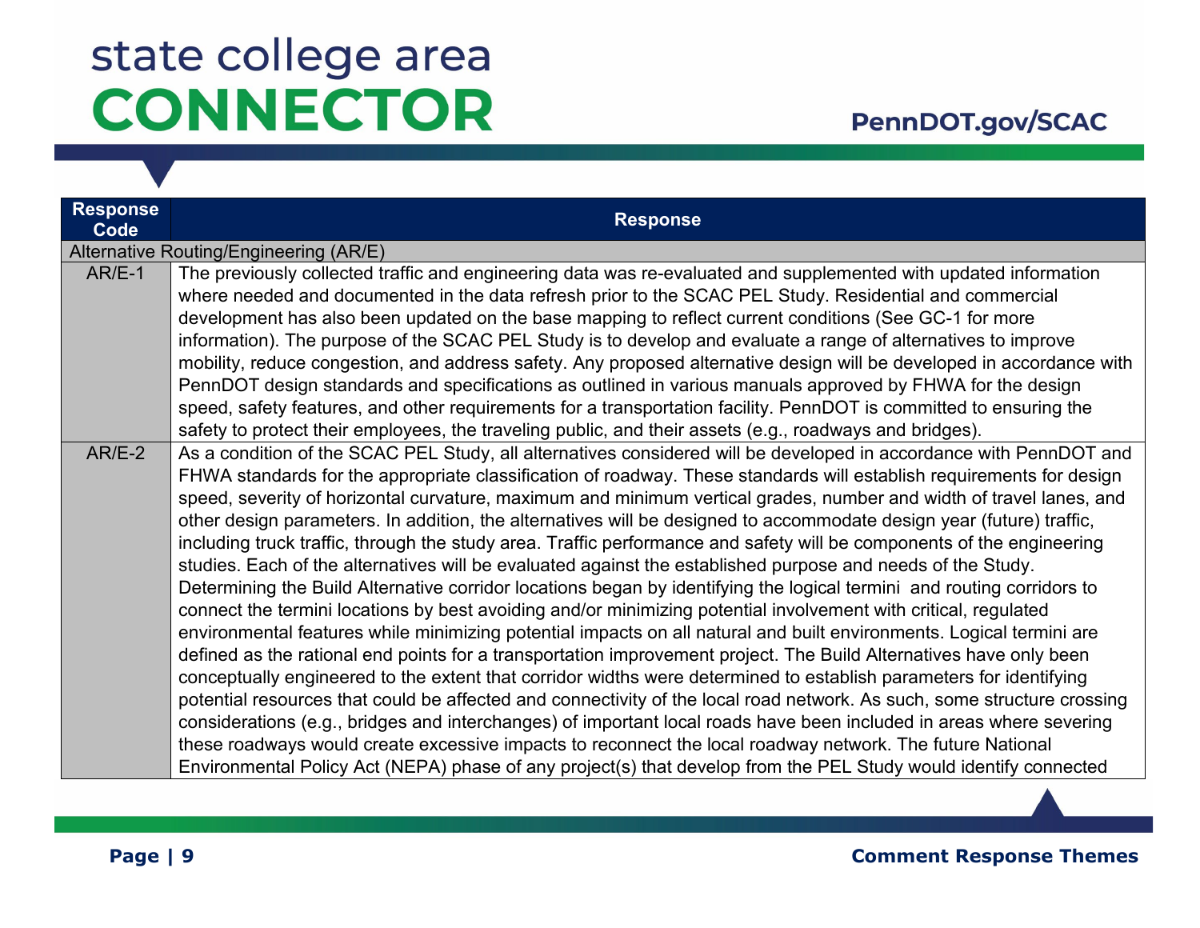| Response Code | Response |
| --- | --- |
| Alternative Routing/Engineering (AR/E) | |
| AR/E-1 | The previously collected traffic and engineering data was re-evaluated and supplemented with updated information where needed and documented in the data refresh prior to the SCAC PEL Study. Residential and commercial development has also been updated on the base mapping to reflect current conditions (See GC-1 for more information). The purpose of the SCAC PEL Study is to develop and evaluate a range of alternatives to improve mobility, reduce congestion, and address safety. Any proposed alternative design will be developed in accordance with PennDOT design standards and specifications as outlined in various manuals approved by FHWA for the design speed, safety features, and other requirements for a transportation facility. PennDOT is committed to ensuring the safety to protect their employees, the traveling public, and their assets (e.g., roadways and bridges). |
| AR/E-2 | As a condition of the SCAC PEL Study, all alternatives considered will be developed in accordance with PennDOT and FHWA standards for the appropriate classification of roadway. These standards will establish requirements for design speed, severity of horizontal curvature, maximum and minimum vertical grades, number and width of travel lanes, and other design parameters. In addition, the alternatives will be designed to accommodate design year (future) traffic, including truck traffic, through the study area. Traffic performance and safety will be components of the engineering studies. Each of the alternatives will be evaluated against the established purpose and needs of the Study. Determining the Build Alternative corridor locations began by identifying the logical termini and routing corridors to connect the termini locations by best avoiding and/or minimizing potential involvement with critical, regulated environmental features while minimizing potential impacts on all natural and built environments. Logical termini are defined as the rational end points for a transportation improvement project. The Build Alternatives have only been conceptually engineered to the extent that corridor widths were determined to establish parameters for identifying potential resources that could be affected and connectivity of the local road network. As such, some structure crossing considerations (e.g., bridges and interchanges) of important local roads have been included in areas where severing these roadways would create excessive impacts to reconnect the local roadway network. The future National Environmental Policy Act (NEPA) phase of any project(s) that develop from the PEL Study would identify connected |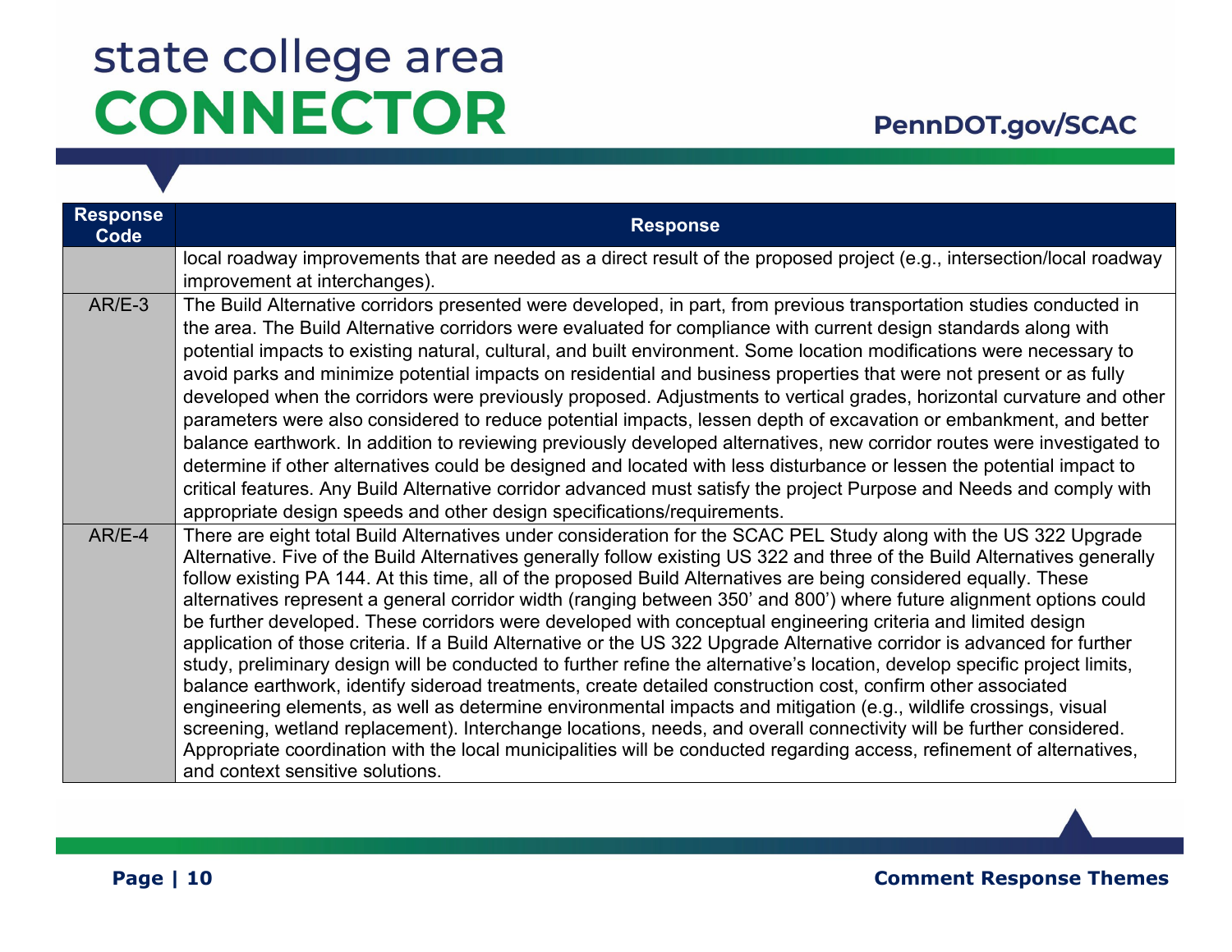| Response Code | Response |
|---|---|
| | local roadway improvements that are needed as a direct result of the proposed project (e.g., intersection/local roadway improvement at interchanges). |
| AR/E-3 | The Build Alternative corridors presented were developed, in part, from previous transportation studies conducted in the area. The Build Alternative corridors were evaluated for compliance with current design standards along with potential impacts to existing natural, cultural, and built environment. Some location modifications were necessary to avoid parks and minimize potential impacts on residential and business properties that were not present or as fully developed when the corridors were previously proposed. Adjustments to vertical grades, horizontal curvature and other parameters were also considered to reduce potential impacts, lessen depth of excavation or embankment, and better balance earthwork. In addition to reviewing previously developed alternatives, new corridor routes were investigated to determine if other alternatives could be designed and located with less disturbance or lessen the potential impact to critical features. Any Build Alternative corridor advanced must satisfy the project Purpose and Needs and comply with appropriate design speeds and other design specifications/requirements. |
| AR/E-4 | There are eight total Build Alternatives under consideration for the SCAC PEL Study along with the US 322 Upgrade Alternative. Five of the Build Alternatives generally follow existing US 322 and three of the Build Alternatives generally follow existing PA 144. At this time, all of the proposed Build Alternatives are being considered equally. These alternatives represent a general corridor width (ranging between 350' and 800') where future alignment options could be further developed. These corridors were developed with conceptual engineering criteria and limited design application of those criteria. If a Build Alternative or the US 322 Upgrade Alternative corridor is advanced for further study, preliminary design will be conducted to further refine the alternative's location, develop specific project limits, balance earthwork, identify sideroad treatments, create detailed construction cost, confirm other associated engineering elements, as well as determine environmental impacts and mitigation (e.g., wildlife crossings, visual screening, wetland replacement). Interchange locations, needs, and overall connectivity will be further considered. Appropriate coordination with the local municipalities will be conducted regarding access, refinement of alternatives, and context sensitive solutions. |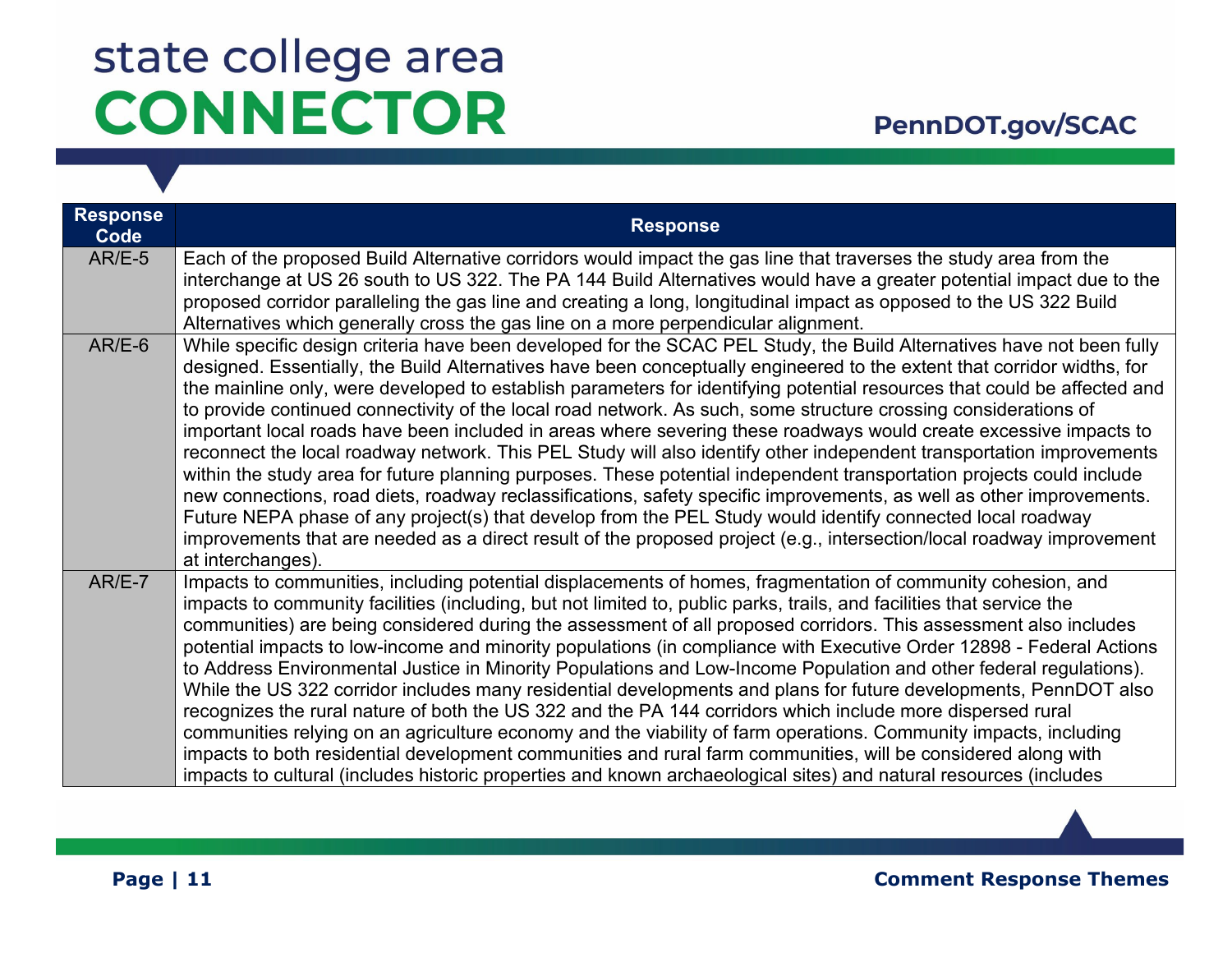| Response Code | Response |
|---|---|
| AR/E-5 | Each of the proposed Build Alternative corridors would impact the gas line that traverses the study area from the interchange at US 26 south to US 322. The PA 144 Build Alternatives would have a greater potential impact due to the proposed corridor paralleling the gas line and creating a long, longitudinal impact as opposed to the US 322 Build Alternatives which generally cross the gas line on a more perpendicular alignment. |
| AR/E-6 | While specific design criteria have been developed for the SCAC PEL Study, the Build Alternatives have not been fully designed. Essentially, the Build Alternatives have been conceptually engineered to the extent that corridor widths, for the mainline only, were developed to establish parameters for identifying potential resources that could be affected and to provide continued connectivity of the local road network. As such, some structure crossing considerations of important local roads have been included in areas where severing these roadways would create excessive impacts to reconnect the local roadway network. This PEL Study will also identify other independent transportation improvements within the study area for future planning purposes. These potential independent transportation projects could include new connections, road diets, roadway reclassifications, safety specific improvements, as well as other improvements. Future NEPA phase of any project(s) that develop from the PEL Study would identify connected local roadway improvements that are needed as a direct result of the proposed project (e.g., intersection/local roadway improvement at interchanges). |
| AR/E-7 | Impacts to communities, including potential displacements of homes, fragmentation of community cohesion, and impacts to community facilities (including, but not limited to, public parks, trails, and facilities that service the communities) are being considered during the assessment of all proposed corridors. This assessment also includes potential impacts to low-income and minority populations (in compliance with Executive Order 12898 - Federal Actions to Address Environmental Justice in Minority Populations and Low-Income Population and other federal regulations). While the US 322 corridor includes many residential developments and plans for future developments, PennDOT also recognizes the rural nature of both the US 322 and the PA 144 corridors which include more dispersed rural communities relying on an agriculture economy and the viability of farm operations. Community impacts, including impacts to both residential development communities and rural farm communities, will be considered along with impacts to cultural (includes historic properties and known archaeological sites) and natural resources (includes |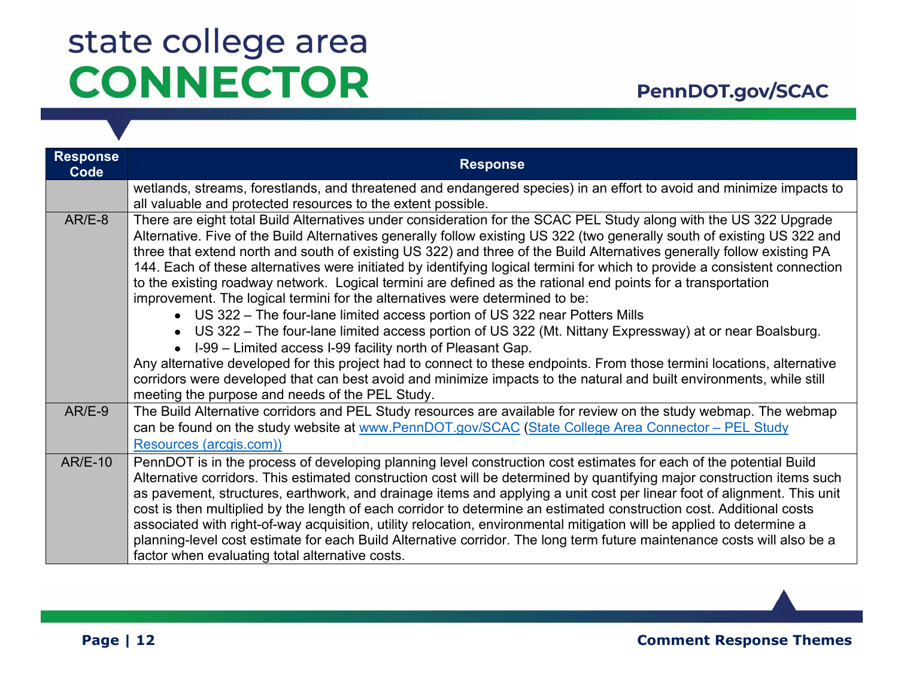| Response Code | Response |
|---|---|
| | wetlands, streams, forestlands, and threatened and endangered species) in an effort to avoid and minimize impacts to all valuable and protected resources to the extent possible. |
| AR/E-8 | There are eight total Build Alternatives under consideration for the SCAC PEL Study along with the US 322 Upgrade Alternative. Five of the Build Alternatives generally follow existing US 322 (two generally south of existing US 322 and three that extend north and south of existing US 322) and three of the Build Alternatives generally follow existing PA 144. Each of these alternatives were initiated by identifying logical termini for which to provide a consistent connection to the existing roadway network. Logical termini are defined as the rational end points for a transportation improvement. The logical termini for the alternatives were determined to be:<br>• US 322 – The four-lane limited access portion of US 322 near Potters Mills<br>• US 322 – The four-lane limited access portion of US 322 (Mt. Nittany Expressway) at or near Boalsburg.<br>• I-99 – Limited access I-99 facility north of Pleasant Gap.<br>Any alternative developed for this project had to connect to these endpoints. From those termini locations, alternative corridors were developed that can best avoid and minimize impacts to the natural and built environments, while still meeting the purpose and needs of the PEL Study. |
| AR/E-9 | The Build Alternative corridors and PEL Study resources are available for review on the study webmap. The webmap can be found on the study website at www.PennDOT.gov/SCAC (State College Area Connector – PEL Study Resources (arcgis.com)) |
| AR/E-10 | PennDOT is in the process of developing planning level construction cost estimates for each of the potential Build Alternative corridors. This estimated construction cost will be determined by quantifying major construction items such as pavement, structures, earthwork, and drainage items and applying a unit cost per linear foot of alignment. This unit cost is then multiplied by the length of each corridor to determine an estimated construction cost. Additional costs associated with right-of-way acquisition, utility relocation, environmental mitigation will be applied to determine a planning-level cost estimate for each Build Alternative corridor. The long term future maintenance costs will also be a factor when evaluating total alternative costs. |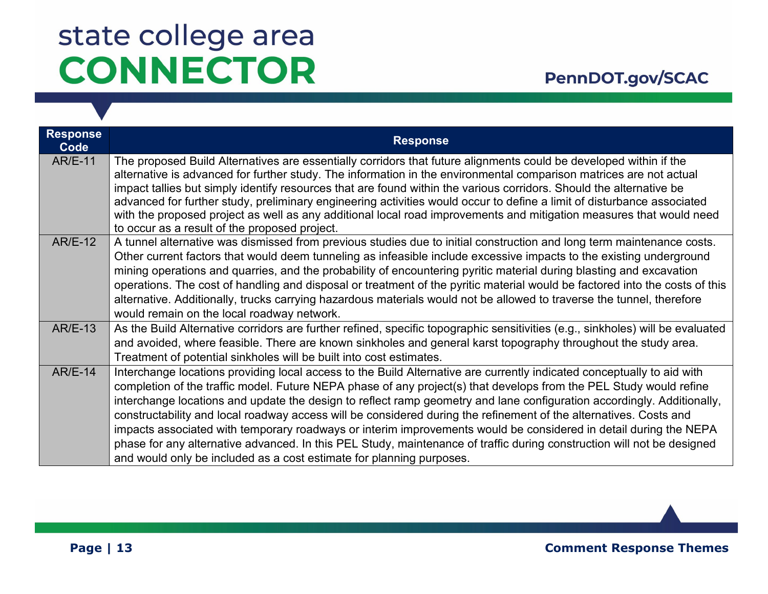| Response Code | Response |
|---|---|
| AR/E-11 | The proposed Build Alternatives are essentially corridors that future alignments could be developed within if the alternative is advanced for further study. The information in the environmental comparison matrices are not actual impact tallies but simply identify resources that are found within the various corridors. Should the alternative be advanced for further study, preliminary engineering activities would occur to define a limit of disturbance associated with the proposed project as well as any additional local road improvements and mitigation measures that would need to occur as a result of the proposed project. |
| AR/E-12 | A tunnel alternative was dismissed from previous studies due to initial construction and long term maintenance costs. Other current factors that would deem tunneling as infeasible include excessive impacts to the existing underground mining operations and quarries, and the probability of encountering pyritic material during blasting and excavation operations. The cost of handling and disposal or treatment of the pyritic material would be factored into the costs of this alternative. Additionally, trucks carrying hazardous materials would not be allowed to traverse the tunnel, therefore would remain on the local roadway network. |
| AR/E-13 | As the Build Alternative corridors are further refined, specific topographic sensitivities (e.g., sinkholes) will be evaluated and avoided, where feasible. There are known sinkholes and general karst topography throughout the study area. Treatment of potential sinkholes will be built into cost estimates. |
| AR/E-14 | Interchange locations providing local access to the Build Alternative are currently indicated conceptually to aid with completion of the traffic model. Future NEPA phase of any project(s) that develops from the PEL Study would refine interchange locations and update the design to reflect ramp geometry and lane configuration accordingly. Additionally, constructability and local roadway access will be considered during the refinement of the alternatives. Costs and impacts associated with temporary roadways or interim improvements would be considered in detail during the NEPA phase for any alternative advanced. In this PEL Study, maintenance of traffic during construction will not be designed and would only be included as a cost estimate for planning purposes. |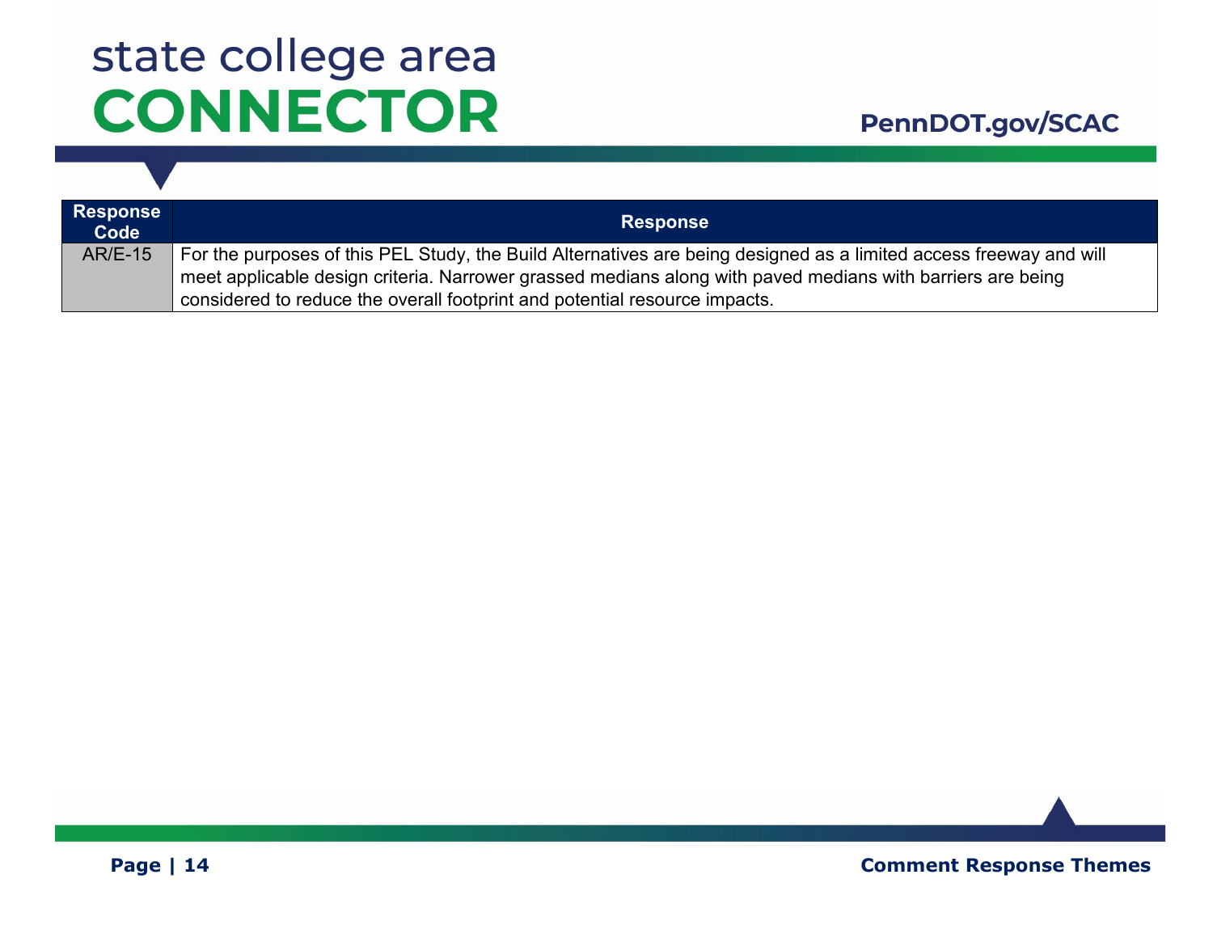| Response Code | Response |
|---|---|
| AR/E-15 | For the purposes of this PEL Study, the Build Alternatives are being designed as a limited access freeway and will meet applicable design criteria. Narrower grassed medians along with paved medians with barriers are being considered to reduce the overall footprint and potential resource impacts. |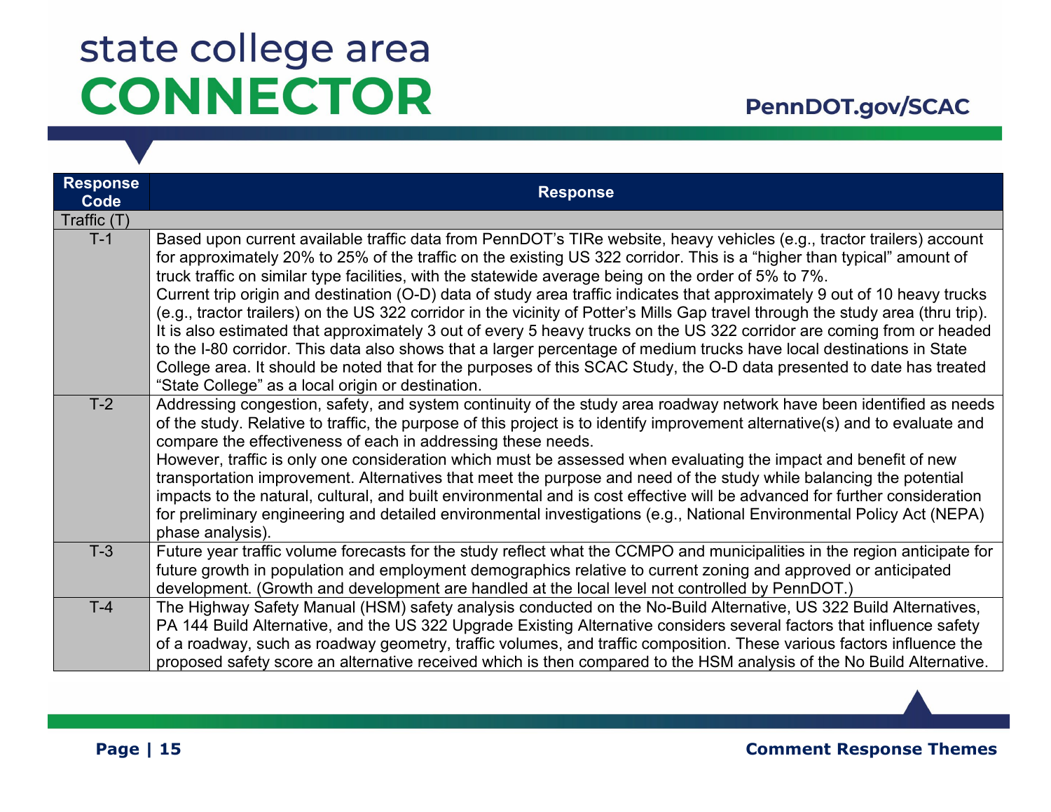| Response Code | Response |
|---|---|
| Traffic (T) | |
| T-1 | Based upon current available traffic data from PennDOT's TIRe website, heavy vehicles (e.g., tractor trailers) account for approximately 20% to 25% of the traffic on the existing US 322 corridor. This is a "higher than typical" amount of truck traffic on similar type facilities, with the statewide average being on the order of 5% to 7%.<br>Current trip origin and destination (O-D) data of study area traffic indicates that approximately 9 out of 10 heavy trucks (e.g., tractor trailers) on the US 322 corridor in the vicinity of Potter's Mills Gap travel through the study area (thru trip). It is also estimated that approximately 3 out of every 5 heavy trucks on the US 322 corridor are coming from or headed to the I-80 corridor. This data also shows that a larger percentage of medium trucks have local destinations in State College area. It should be noted that for the purposes of this SCAC Study, the O-D data presented to date has treated "State College" as a local origin or destination. |
| T-2 | Addressing congestion, safety, and system continuity of the study area roadway network have been identified as needs of the study. Relative to traffic, the purpose of this project is to identify improvement alternative(s) and to evaluate and compare the effectiveness of each in addressing these needs.<br>However, traffic is only one consideration which must be assessed when evaluating the impact and benefit of new transportation improvement. Alternatives that meet the purpose and need of the study while balancing the potential impacts to the natural, cultural, and built environmental and is cost effective will be advanced for further consideration for preliminary engineering and detailed environmental investigations (e.g., National Environmental Policy Act (NEPA) phase analysis). |
| T-3 | Future year traffic volume forecasts for the study reflect what the CCMPO and municipalities in the region anticipate for future growth in population and employment demographics relative to current zoning and approved or anticipated development. (Growth and development are handled at the local level not controlled by PennDOT.) |
| T-4 | The Highway Safety Manual (HSM) safety analysis conducted on the No-Build Alternative, US 322 Build Alternatives, PA 144 Build Alternative, and the US 322 Upgrade Existing Alternative considers several factors that influence safety of a roadway, such as roadway geometry, traffic volumes, and traffic composition. These various factors influence the proposed safety score an alternative received which is then compared to the HSM analysis of the No Build Alternative. |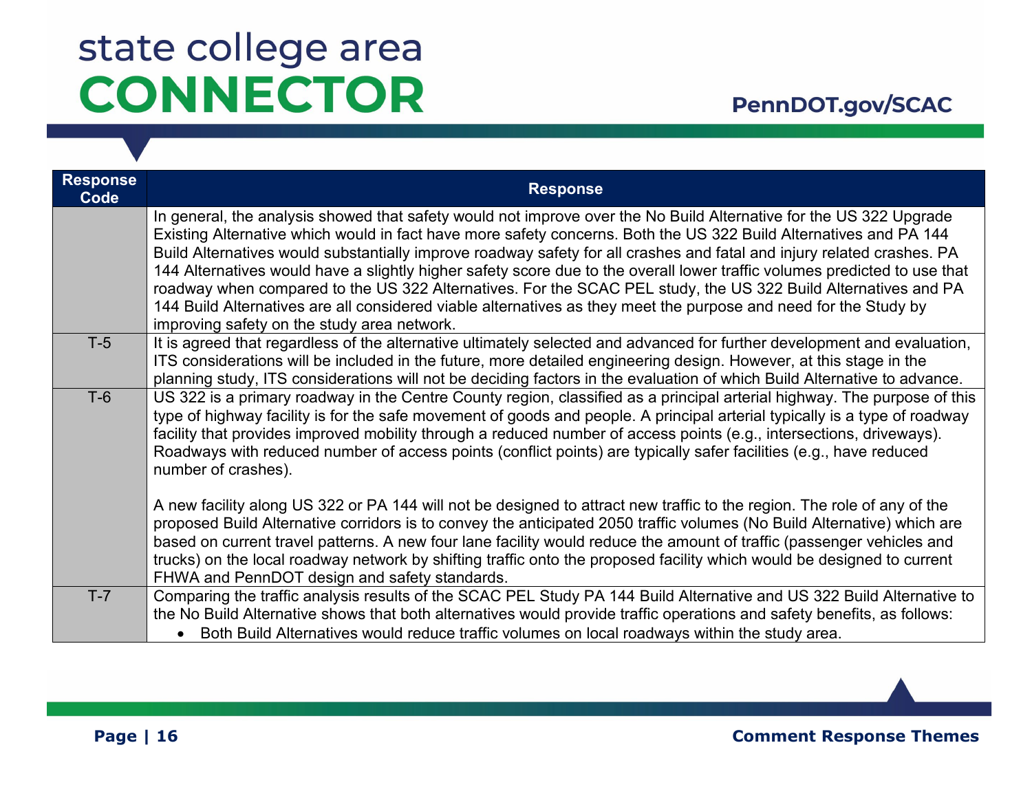| Response Code | Response |
|---|---|
| | In general, the analysis showed that safety would not improve over the No Build Alternative for the US 322 Upgrade Existing Alternative which would in fact have more safety concerns. Both the US 322 Build Alternatives and PA 144 Build Alternatives would substantially improve roadway safety for all crashes and fatal and injury related crashes. PA 144 Alternatives would have a slightly higher safety score due to the overall lower traffic volumes predicted to use that roadway when compared to the US 322 Alternatives. For the SCAC PEL study, the US 322 Build Alternatives and PA 144 Build Alternatives are all considered viable alternatives as they meet the purpose and need for the Study by improving safety on the study area network. |
| T-5 | It is agreed that regardless of the alternative ultimately selected and advanced for further development and evaluation, ITS considerations will be included in the future, more detailed engineering design. However, at this stage in the planning study, ITS considerations will not be deciding factors in the evaluation of which Build Alternative to advance. |
| T-6 | US 322 is a primary roadway in the Centre County region, classified as a principal arterial highway. The purpose of this type of highway facility is for the safe movement of goods and people. A principal arterial typically is a type of roadway facility that provides improved mobility through a reduced number of access points (e.g., intersections, driveways). Roadways with reduced number of access points (conflict points) are typically safer facilities (e.g., have reduced number of crashes).<br><br>A new facility along US 322 or PA 144 will not be designed to attract new traffic to the region. The role of any of the proposed Build Alternative corridors is to convey the anticipated 2050 traffic volumes (No Build Alternative) which are based on current travel patterns. A new four lane facility would reduce the amount of traffic (passenger vehicles and trucks) on the local roadway network by shifting traffic onto the proposed facility which would be designed to current FHWA and PennDOT design and safety standards. |
| T-7 | Comparing the traffic analysis results of the SCAC PEL Study PA 144 Build Alternative and US 322 Build Alternative to the No Build Alternative shows that both alternatives would provide traffic operations and safety benefits, as follows:<br>• Both Build Alternatives would reduce traffic volumes on local roadways within the study area. |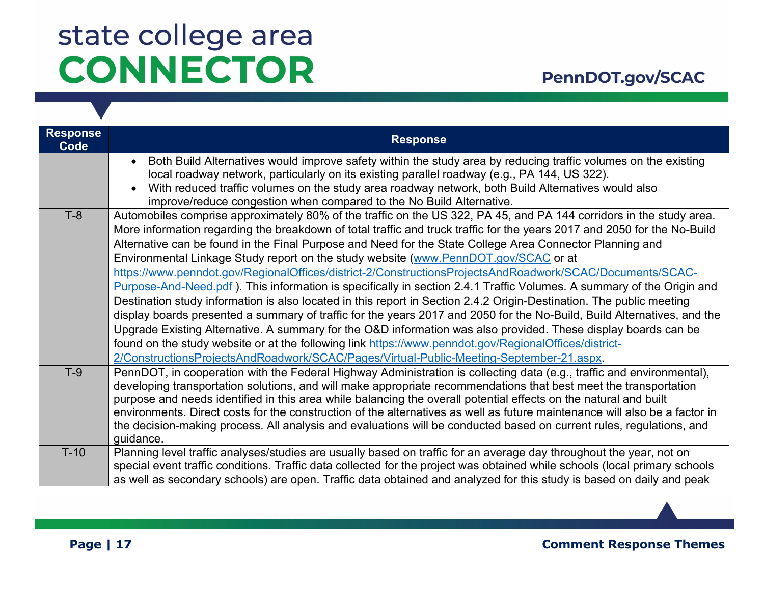| Response Code | Response |
|---|---|
| | • Both Build Alternatives would improve safety within the study area by reducing traffic volumes on the existing local roadway network, particularly on its existing parallel roadway (e.g., PA 144, US 322).<br>• With reduced traffic volumes on the study area roadway network, both Build Alternatives would also improve/reduce congestion when compared to the No Build Alternative. |
| T-8 | Automobiles comprise approximately 80% of the traffic on the US 322, PA 45, and PA 144 corridors in the study area. More information regarding the breakdown of total traffic and truck traffic for the years 2017 and 2050 for the No-Build Alternative can be found in the Final Purpose and Need for the State College Area Connector Planning and Environmental Linkage Study report on the study website (www.PennDOT.gov/SCAC or at https://www.penndot.gov/RegionalOffices/district-2/ConstructionsProjectsAndRoadwork/SCAC/Documents/SCAC-Purpose-And-Need.pdf ). This information is specifically in section 2.4.1 Traffic Volumes. A summary of the Origin and Destination study information is also located in this report in Section 2.4.2 Origin-Destination. The public meeting display boards presented a summary of traffic for the years 2017 and 2050 for the No-Build, Build Alternatives, and the Upgrade Existing Alternative. A summary for the O&D information was also provided. These display boards can be found on the study website or at the following link https://www.penndot.gov/RegionalOffices/district-2/ConstructionsProjectsAndRoadwork/SCAC/Pages/Virtual-Public-Meeting-September-21.aspx. |
| T-9 | PennDOT, in cooperation with the Federal Highway Administration is collecting data (e.g., traffic and environmental), developing transportation solutions, and will make appropriate recommendations that best meet the transportation purpose and needs identified in this area while balancing the overall potential effects on the natural and built environments. Direct costs for the construction of the alternatives as well as future maintenance will also be a factor in the decision-making process. All analysis and evaluations will be conducted based on current rules, regulations, and guidance. |
| T-10 | Planning level traffic analyses/studies are usually based on traffic for an average day throughout the year, not on special event traffic conditions. Traffic data collected for the project was obtained while schools (local primary schools as well as secondary schools) are open. Traffic data obtained and analyzed for this study is based on daily and peak |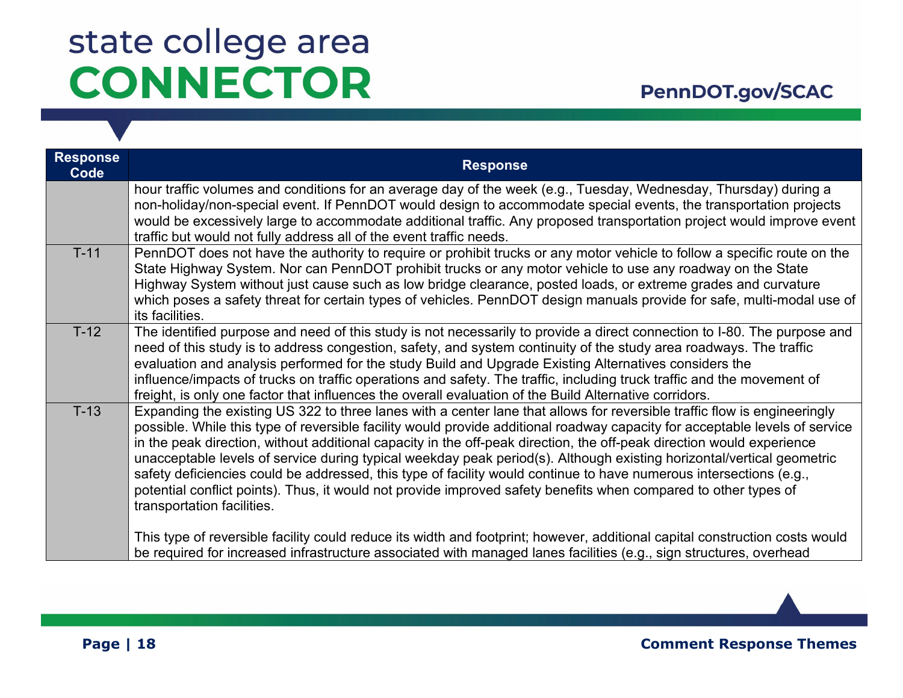| Response Code | Response |
|---|---|
| | hour traffic volumes and conditions for an average day of the week (e.g., Tuesday, Wednesday, Thursday) during a non-holiday/non-special event. If PennDOT would design to accommodate special events, the transportation projects would be excessively large to accommodate additional traffic. Any proposed transportation project would improve event traffic but would not fully address all of the event traffic needs. |
| T-11 | PennDOT does not have the authority to require or prohibit trucks or any motor vehicle to follow a specific route on the State Highway System. Nor can PennDOT prohibit trucks or any motor vehicle to use any roadway on the State Highway System without just cause such as low bridge clearance, posted loads, or extreme grades and curvature which poses a safety threat for certain types of vehicles. PennDOT design manuals provide for safe, multi-modal use of its facilities. |
| T-12 | The identified purpose and need of this study is not necessarily to provide a direct connection to I-80. The purpose and need of this study is to address congestion, safety, and system continuity of the study area roadways. The traffic evaluation and analysis performed for the study Build and Upgrade Existing Alternatives considers the influence/impacts of trucks on traffic operations and safety. The traffic, including truck traffic and the movement of freight, is only one factor that influences the overall evaluation of the Build Alternative corridors. |
| T-13 | Expanding the existing US 322 to three lanes with a center lane that allows for reversible traffic flow is engineeringly possible. While this type of reversible facility would provide additional roadway capacity for acceptable levels of service in the peak direction, without additional capacity in the off-peak direction, the off-peak direction would experience unacceptable levels of service during typical weekday peak period(s). Although existing horizontal/vertical geometric safety deficiencies could be addressed, this type of facility would continue to have numerous intersections (e.g., potential conflict points). Thus, it would not provide improved safety benefits when compared to other types of transportation facilities.<br><br>This type of reversible facility could reduce its width and footprint; however, additional capital construction costs would be required for increased infrastructure associated with managed lanes facilities (e.g., sign structures, overhead |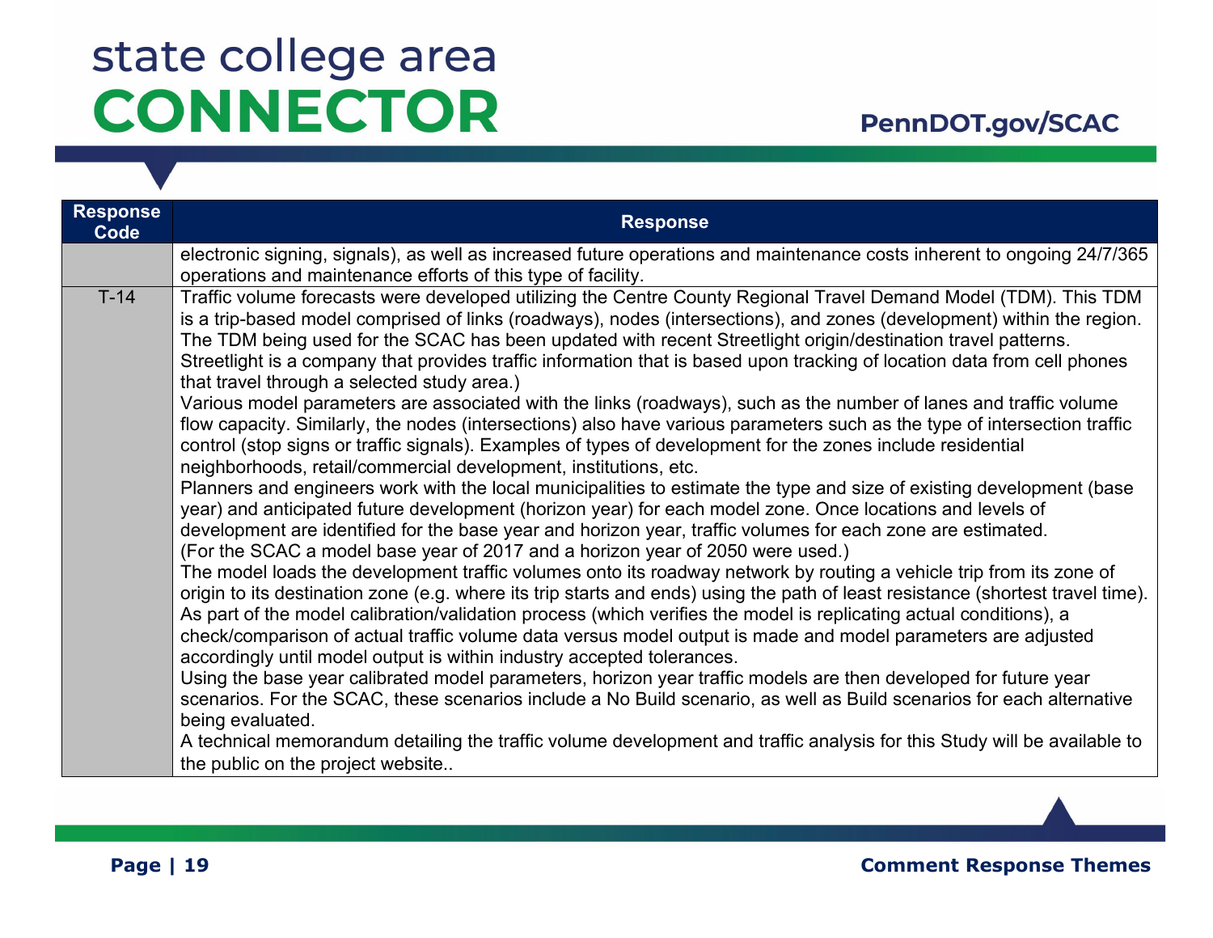| Response Code | Response |
|---|---|
| | electronic signing, signals), as well as increased future operations and maintenance costs inherent to ongoing 24/7/365 operations and maintenance efforts of this type of facility. |
| T-14 | Traffic volume forecasts were developed utilizing the Centre County Regional Travel Demand Model (TDM). This TDM is a trip-based model comprised of links (roadways), nodes (intersections), and zones (development) within the region. The TDM being used for the SCAC has been updated with recent Streetlight origin/destination travel patterns. Streetlight is a company that provides traffic information that is based upon tracking of location data from cell phones that travel through a selected study area.)<br>Various model parameters are associated with the links (roadways), such as the number of lanes and traffic volume flow capacity. Similarly, the nodes (intersections) also have various parameters such as the type of intersection traffic control (stop signs or traffic signals). Examples of types of development for the zones include residential neighborhoods, retail/commercial development, institutions, etc.<br>Planners and engineers work with the local municipalities to estimate the type and size of existing development (base year) and anticipated future development (horizon year) for each model zone. Once locations and levels of development are identified for the base year and horizon year, traffic volumes for each zone are estimated. (For the SCAC a model base year of 2017 and a horizon year of 2050 were used.)<br>The model loads the development traffic volumes onto its roadway network by routing a vehicle trip from its zone of origin to its destination zone (e.g. where its trip starts and ends) using the path of least resistance (shortest travel time). As part of the model calibration/validation process (which verifies the model is replicating actual conditions), a check/comparison of actual traffic volume data versus model output is made and model parameters are adjusted accordingly until model output is within industry accepted tolerances.<br>Using the base year calibrated model parameters, horizon year traffic models are then developed for future year scenarios. For the SCAC, these scenarios include a No Build scenario, as well as Build scenarios for each alternative being evaluated.<br>A technical memorandum detailing the traffic volume development and traffic analysis for this Study will be available to the public on the project website.. |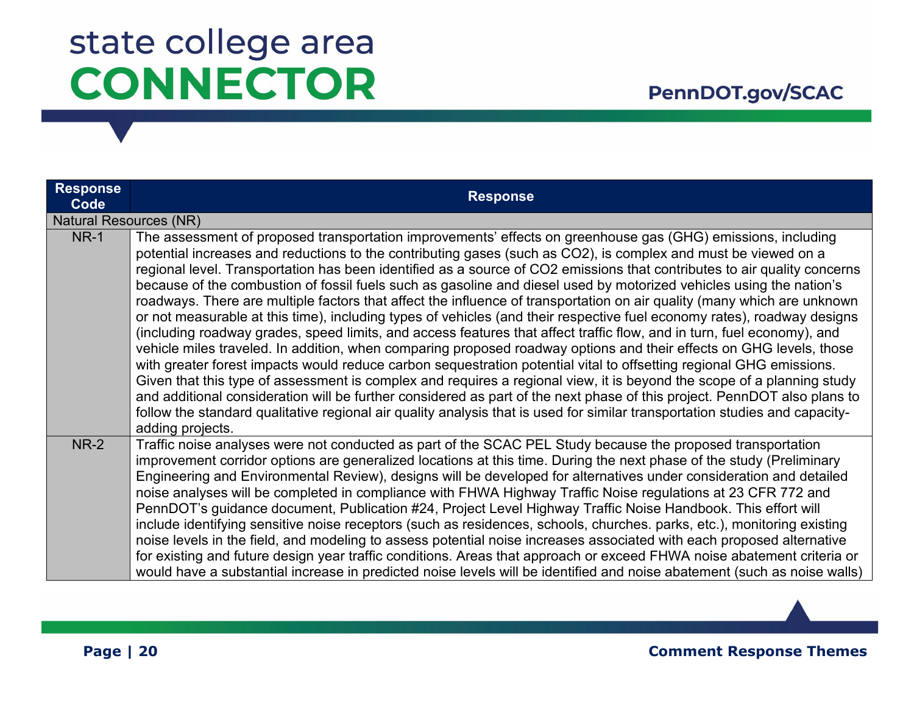| Response Code | Response |
|---|---|
| Natural Resources (NR) | |
| NR-1 | The assessment of proposed transportation improvements' effects on greenhouse gas (GHG) emissions, including potential increases and reductions to the contributing gases (such as $CO_2$), is complex and must be viewed on a regional level. Transportation has been identified as a source of $CO_2$ emissions that contributes to air quality concerns because of the combustion of fossil fuels such as gasoline and diesel used by motorized vehicles using the nation's roadways. There are multiple factors that affect the influence of transportation on air quality (many which are unknown or not measurable at this time), including types of vehicles (and their respective fuel economy rates), roadway designs (including roadway grades, speed limits, and access features that affect traffic flow, and in turn, fuel economy), and vehicle miles traveled. In addition, when comparing proposed roadway options and their effects on GHG levels, those with greater forest impacts would reduce carbon sequestration potential vital to offsetting regional GHG emissions. Given that this type of assessment is complex and requires a regional view, it is beyond the scope of a planning study and additional consideration will be further considered as part of the next phase of this project. PennDOT also plans to follow the standard qualitative regional air quality analysis that is used for similar transportation studies and capacity-adding projects. |
| NR-2 | Traffic noise analyses were not conducted as part of the SCAC PEL Study because the proposed transportation improvement corridor options are generalized locations at this time. During the next phase of the study (Preliminary Engineering and Environmental Review), designs will be developed for alternatives under consideration and detailed noise analyses will be completed in compliance with FHWA Highway Traffic Noise regulations at 23 CFR 772 and PennDOT's guidance document, Publication #24, Project Level Highway Traffic Noise Handbook. This effort will include identifying sensitive noise receptors (such as residences, schools, churches. parks, etc.), monitoring existing noise levels in the field, and modeling to assess potential noise increases associated with each proposed alternative for existing and future design year traffic conditions. Areas that approach or exceed FHWA noise abatement criteria or would have a substantial increase in predicted noise levels will be identified and noise abatement (such as noise walls) |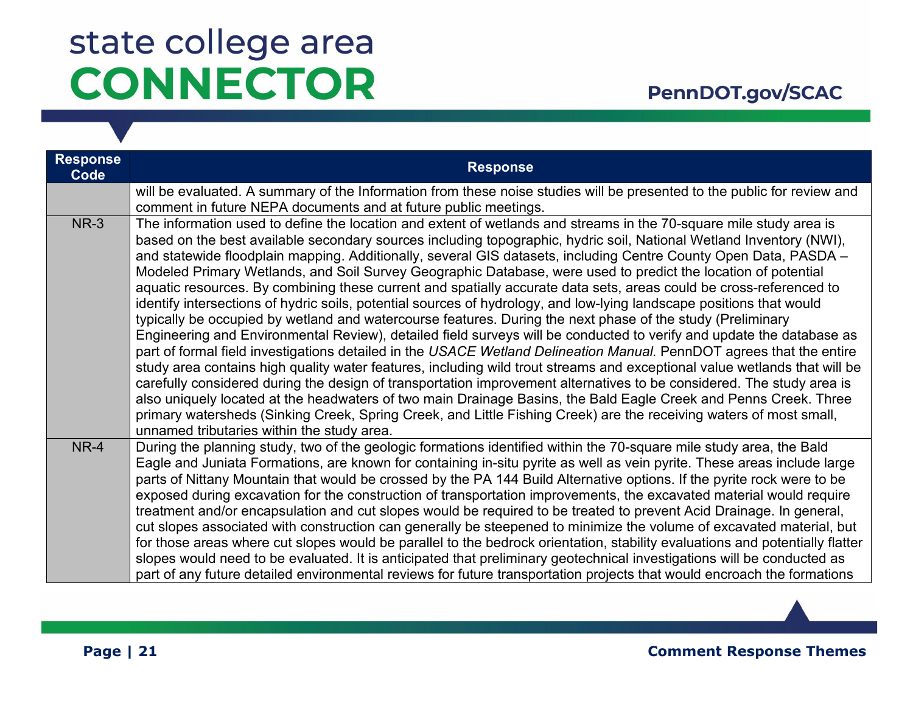| Response Code | Response |
|---|---|
| | will be evaluated. A summary of the Information from these noise studies will be presented to the public for review and comment in future NEPA documents and at future public meetings. |
| NR-3 | The information used to define the location and extent of wetlands and streams in the 70-square mile study area is based on the best available secondary sources including topographic, hydric soil, National Wetland Inventory (NWI), and statewide floodplain mapping. Additionally, several GIS datasets, including Centre County Open Data, PASDA – Modeled Primary Wetlands, and Soil Survey Geographic Database, were used to predict the location of potential aquatic resources. By combining these current and spatially accurate data sets, areas could be cross-referenced to identify intersections of hydric soils, potential sources of hydrology, and low-lying landscape positions that would typically be occupied by wetland and watercourse features. During the next phase of the study (Preliminary Engineering and Environmental Review), detailed field surveys will be conducted to verify and update the database as part of formal field investigations detailed in the *USACE Wetland Delineation Manual.* PennDOT agrees that the entire study area contains high quality water features, including wild trout streams and exceptional value wetlands that will be carefully considered during the design of transportation improvement alternatives to be considered. The study area is also uniquely located at the headwaters of two main Drainage Basins, the Bald Eagle Creek and Penns Creek. Three primary watersheds (Sinking Creek, Spring Creek, and Little Fishing Creek) are the receiving waters of most small, unnamed tributaries within the study area. |
| NR-4 | During the planning study, two of the geologic formations identified within the 70-square mile study area, the Bald Eagle and Juniata Formations, are known for containing in-situ pyrite as well as vein pyrite. These areas include large parts of Nittany Mountain that would be crossed by the PA 144 Build Alternative options. If the pyrite rock were to be exposed during excavation for the construction of transportation improvements, the excavated material would require treatment and/or encapsulation and cut slopes would be required to be treated to prevent Acid Drainage. In general, cut slopes associated with construction can generally be steepened to minimize the volume of excavated material, but for those areas where cut slopes would be parallel to the bedrock orientation, stability evaluations and potentially flatter slopes would need to be evaluated. It is anticipated that preliminary geotechnical investigations will be conducted as part of any future detailed environmental reviews for future transportation projects that would encroach the formations |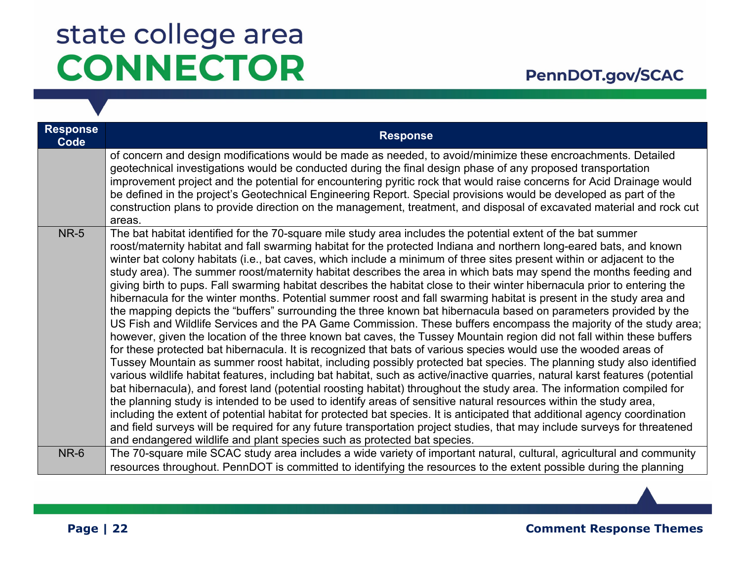| Response Code | Response |
|---|---|
| | of concern and design modifications would be made as needed, to avoid/minimize these encroachments. Detailed geotechnical investigations would be conducted during the final design phase of any proposed transportation improvement project and the potential for encountering pyritic rock that would raise concerns for Acid Drainage would be defined in the project's Geotechnical Engineering Report. Special provisions would be developed as part of the construction plans to provide direction on the management, treatment, and disposal of excavated material and rock cut areas. |
| NR-5 | The bat habitat identified for the 70-square mile study area includes the potential extent of the bat summer roost/maternity habitat and fall swarming habitat for the protected Indiana and northern long-eared bats, and known winter bat colony habitats (i.e., bat caves, which include a minimum of three sites present within or adjacent to the study area). The summer roost/maternity habitat describes the area in which bats may spend the months feeding and giving birth to pups. Fall swarming habitat describes the habitat close to their winter hibernacula prior to entering the hibernacula for the winter months. Potential summer roost and fall swarming habitat is present in the study area and the mapping depicts the "buffers" surrounding the three known bat hibernacula based on parameters provided by the US Fish and Wildlife Services and the PA Game Commission. These buffers encompass the majority of the study area; however, given the location of the three known bat caves, the Tussey Mountain region did not fall within these buffers for these protected bat hibernacula. It is recognized that bats of various species would use the wooded areas of Tussey Mountain as summer roost habitat, including possibly protected bat species. The planning study also identified various wildlife habitat features, including bat habitat, such as active/inactive quarries, natural karst features (potential bat hibernacula), and forest land (potential roosting habitat) throughout the study area. The information compiled for the planning study is intended to be used to identify areas of sensitive natural resources within the study area, including the extent of potential habitat for protected bat species. It is anticipated that additional agency coordination and field surveys will be required for any future transportation project studies, that may include surveys for threatened and endangered wildlife and plant species such as protected bat species. |
| NR-6 | The 70-square mile SCAC study area includes a wide variety of important natural, cultural, agricultural and community resources throughout. PennDOT is committed to identifying the resources to the extent possible during the planning |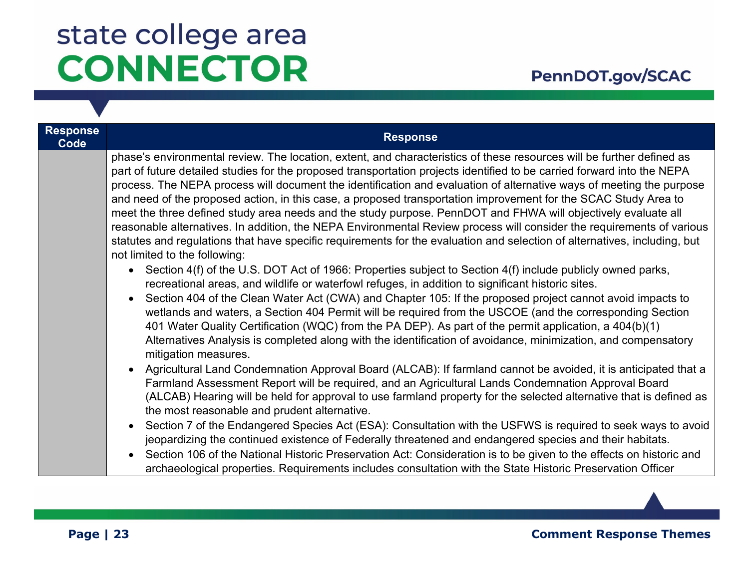| Response Code | Response |
|---|---|
| | phase's environmental review. The location, extent, and characteristics of these resources will be further defined as part of future detailed studies for the proposed transportation projects identified to be carried forward into the NEPA process. The NEPA process will document the identification and evaluation of alternative ways of meeting the purpose and need of the proposed action, in this case, a proposed transportation improvement for the SCAC Study Area to meet the three defined study area needs and the study purpose. PennDOT and FHWA will objectively evaluate all reasonable alternatives. In addition, the NEPA Environmental Review process will consider the requirements of various statutes and regulations that have specific requirements for the evaluation and selection of alternatives, including, but not limited to the following:<br>• Section 4(f) of the U.S. DOT Act of 1966: Properties subject to Section 4(f) include publicly owned parks, recreational areas, and wildlife or waterfowl refuges, in addition to significant historic sites.<br>• Section 404 of the Clean Water Act (CWA) and Chapter 105: If the proposed project cannot avoid impacts to wetlands and waters, a Section 404 Permit will be required from the USCOE (and the corresponding Section 401 Water Quality Certification (WQC) from the PA DEP). As part of the permit application, a 404(b)(1) Alternatives Analysis is completed along with the identification of avoidance, minimization, and compensatory mitigation measures.<br>• Agricultural Land Condemnation Approval Board (ALCAB): If farmland cannot be avoided, it is anticipated that a Farmland Assessment Report will be required, and an Agricultural Lands Condemnation Approval Board (ALCAB) Hearing will be held for approval to use farmland property for the selected alternative that is defined as the most reasonable and prudent alternative.<br>• Section 7 of the Endangered Species Act (ESA): Consultation with the USFWS is required to seek ways to avoid jeopardizing the continued existence of Federally threatened and endangered species and their habitats.<br>• Section 106 of the National Historic Preservation Act: Consideration is to be given to the effects on historic and archaeological properties. Requirements includes consultation with the State Historic Preservation Officer |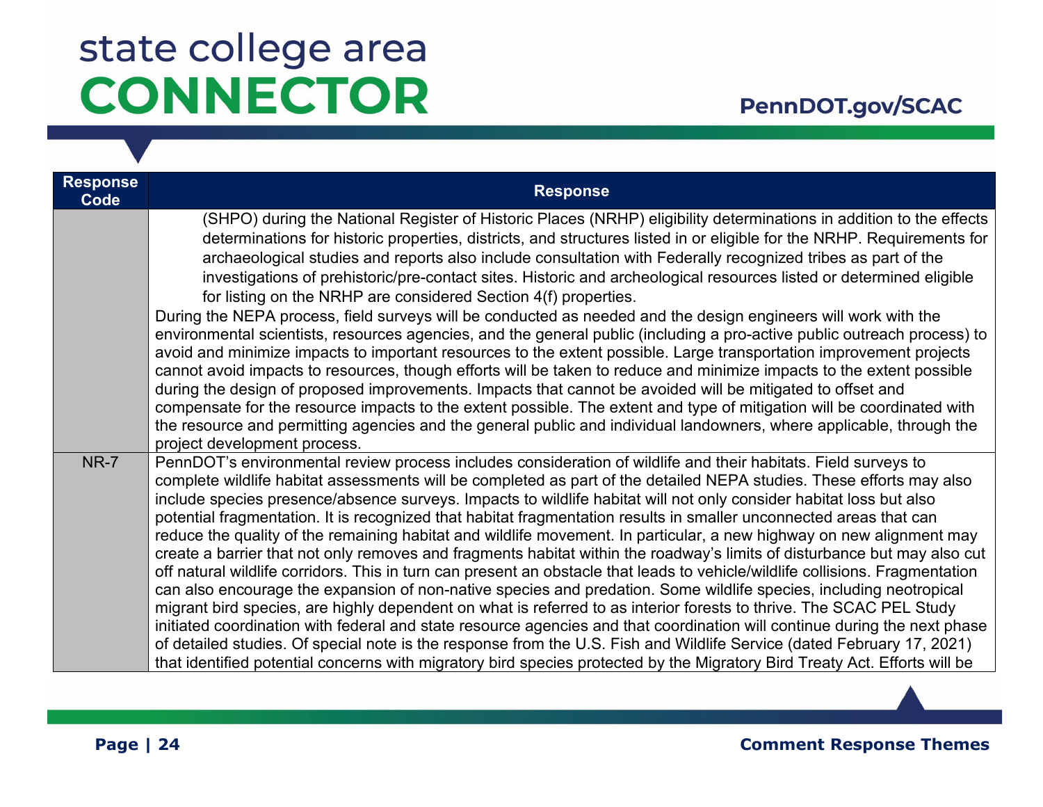| Response Code | Response |
|---|---|
| | (SHPO) during the National Register of Historic Places (NRHP) eligibility determinations in addition to the effects determinations for historic properties, districts, and structures listed in or eligible for the NRHP. Requirements for archaeological studies and reports also include consultation with Federally recognized tribes as part of the investigations of prehistoric/pre-contact sites. Historic and archeological resources listed or determined eligible for listing on the NRHP are considered Section 4(f) properties.<br>During the NEPA process, field surveys will be conducted as needed and the design engineers will work with the environmental scientists, resources agencies, and the general public (including a pro-active public outreach process) to avoid and minimize impacts to important resources to the extent possible. Large transportation improvement projects cannot avoid impacts to resources, though efforts will be taken to reduce and minimize impacts to the extent possible during the design of proposed improvements. Impacts that cannot be avoided will be mitigated to offset and compensate for the resource impacts to the extent possible. The extent and type of mitigation will be coordinated with the resource and permitting agencies and the general public and individual landowners, where applicable, through the project development process. |
| NR-7 | PennDOT's environmental review process includes consideration of wildlife and their habitats. Field surveys to complete wildlife habitat assessments will be completed as part of the detailed NEPA studies. These efforts may also include species presence/absence surveys. Impacts to wildlife habitat will not only consider habitat loss but also potential fragmentation. It is recognized that habitat fragmentation results in smaller unconnected areas that can reduce the quality of the remaining habitat and wildlife movement. In particular, a new highway on new alignment may create a barrier that not only removes and fragments habitat within the roadway's limits of disturbance but may also cut off natural wildlife corridors. This in turn can present an obstacle that leads to vehicle/wildlife collisions. Fragmentation can also encourage the expansion of non-native species and predation. Some wildlife species, including neotropical migrant bird species, are highly dependent on what is referred to as interior forests to thrive. The SCAC PEL Study initiated coordination with federal and state resource agencies and that coordination will continue during the next phase of detailed studies. Of special note is the response from the U.S. Fish and Wildlife Service (dated February 17, 2021) that identified potential concerns with migratory bird species protected by the Migratory Bird Treaty Act. Efforts will be |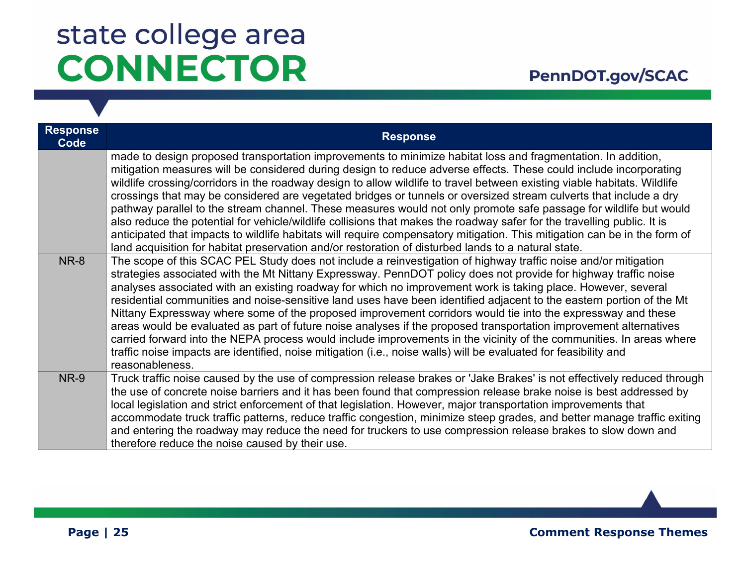| Response Code | Response |
|---|---|
| | made to design proposed transportation improvements to minimize habitat loss and fragmentation. In addition, mitigation measures will be considered during design to reduce adverse effects. These could include incorporating wildlife crossing/corridors in the roadway design to allow wildlife to travel between existing viable habitats. Wildlife crossings that may be considered are vegetated bridges or tunnels or oversized stream culverts that include a dry pathway parallel to the stream channel. These measures would not only promote safe passage for wildlife but would also reduce the potential for vehicle/wildlife collisions that makes the roadway safer for the travelling public. It is anticipated that impacts to wildlife habitats will require compensatory mitigation. This mitigation can be in the form of land acquisition for habitat preservation and/or restoration of disturbed lands to a natural state. |
| NR-8 | The scope of this SCAC PEL Study does not include a reinvestigation of highway traffic noise and/or mitigation strategies associated with the Mt Nittany Expressway. PennDOT policy does not provide for highway traffic noise analyses associated with an existing roadway for which no improvement work is taking place. However, several residential communities and noise-sensitive land uses have been identified adjacent to the eastern portion of the Mt Nittany Expressway where some of the proposed improvement corridors would tie into the expressway and these areas would be evaluated as part of future noise analyses if the proposed transportation improvement alternatives carried forward into the NEPA process would include improvements in the vicinity of the communities. In areas where traffic noise impacts are identified, noise mitigation (i.e., noise walls) will be evaluated for feasibility and reasonableness. |
| NR-9 | Truck traffic noise caused by the use of compression release brakes or 'Jake Brakes' is not effectively reduced through the use of concrete noise barriers and it has been found that compression release brake noise is best addressed by local legislation and strict enforcement of that legislation. However, major transportation improvements that accommodate truck traffic patterns, reduce traffic congestion, minimize steep grades, and better manage traffic exiting and entering the roadway may reduce the need for truckers to use compression release brakes to slow down and therefore reduce the noise caused by their use. |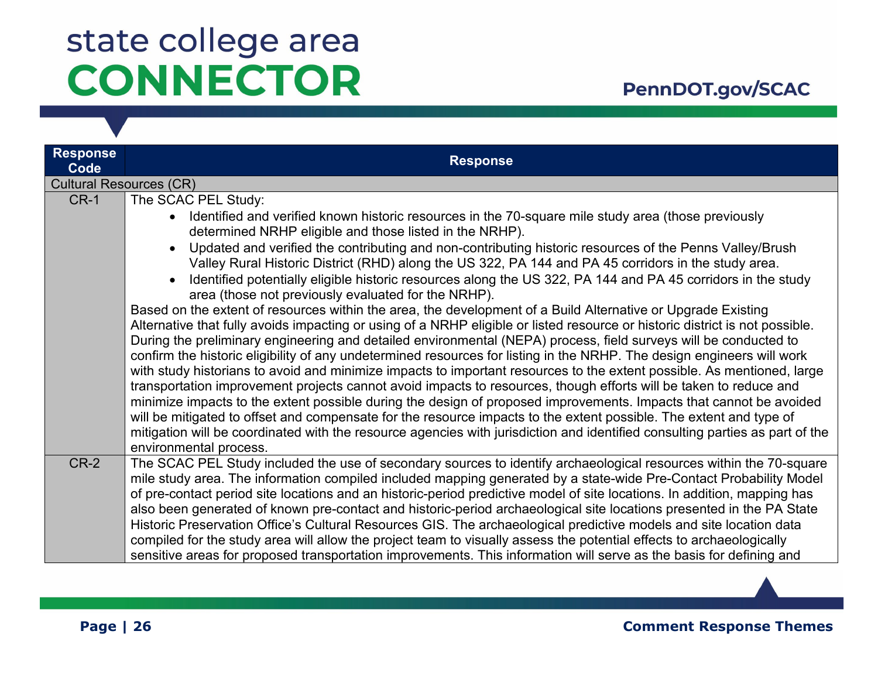| Response Code | Response |
|---|---|
| Cultural Resources (CR) | |
| CR-1 | The SCAC PEL Study:<br>• Identified and verified known historic resources in the 70-square mile study area (those previously determined NRHP eligible and those listed in the NRHP).<br>• Updated and verified the contributing and non-contributing historic resources of the Penns Valley/Brush Valley Rural Historic District (RHD) along the US 322, PA 144 and PA 45 corridors in the study area.<br>• Identified potentially eligible historic resources along the US 322, PA 144 and PA 45 corridors in the study area (those not previously evaluated for the NRHP).<br>Based on the extent of resources within the area, the development of a Build Alternative or Upgrade Existing Alternative that fully avoids impacting or using of a NRHP eligible or listed resource or historic district is not possible. During the preliminary engineering and detailed environmental (NEPA) process, field surveys will be conducted to confirm the historic eligibility of any undetermined resources for listing in the NRHP. The design engineers will work with study historians to avoid and minimize impacts to important resources to the extent possible. As mentioned, large transportation improvement projects cannot avoid impacts to resources, though efforts will be taken to reduce and minimize impacts to the extent possible during the design of proposed improvements. Impacts that cannot be avoided will be mitigated to offset and compensate for the resource impacts to the extent possible. The extent and type of mitigation will be coordinated with the resource agencies with jurisdiction and identified consulting parties as part of the environmental process. |
| CR-2 | The SCAC PEL Study included the use of secondary sources to identify archaeological resources within the 70-square mile study area. The information compiled included mapping generated by a state-wide Pre-Contact Probability Model of pre-contact period site locations and an historic-period predictive model of site locations. In addition, mapping has also been generated of known pre-contact and historic-period archaeological site locations presented in the PA State Historic Preservation Office's Cultural Resources GIS. The archaeological predictive models and site location data compiled for the study area will allow the project team to visually assess the potential effects to archaeologically sensitive areas for proposed transportation improvements. This information will serve as the basis for defining and |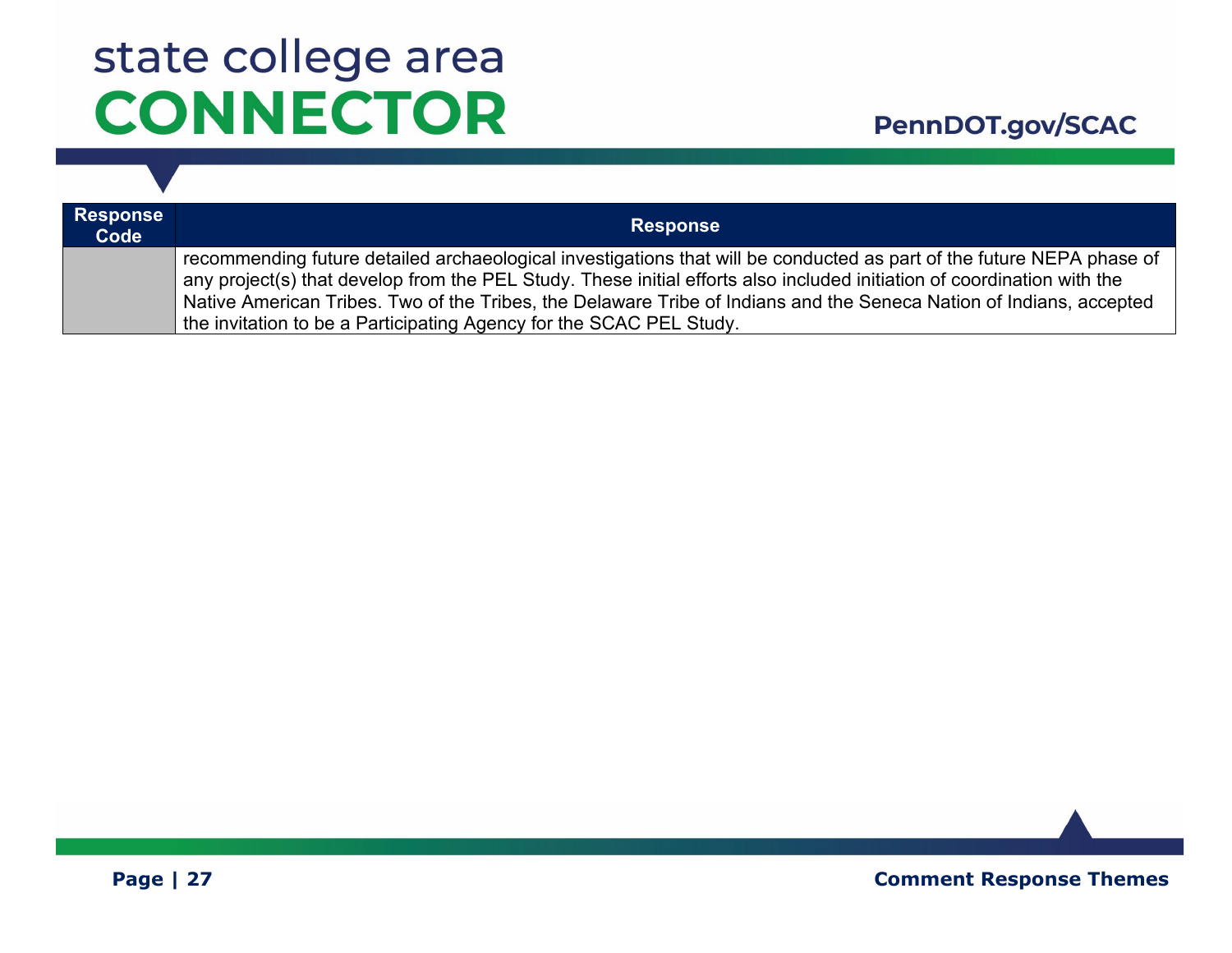| Response Code | Response |
| --- | --- |
| | recommending future detailed archaeological investigations that will be conducted as part of the future NEPA phase of any project(s) that develop from the PEL Study. These initial efforts also included initiation of coordination with the Native American Tribes. Two of the Tribes, the Delaware Tribe of Indians and the Seneca Nation of Indians, accepted the invitation to be a Participating Agency for the SCAC PEL Study. |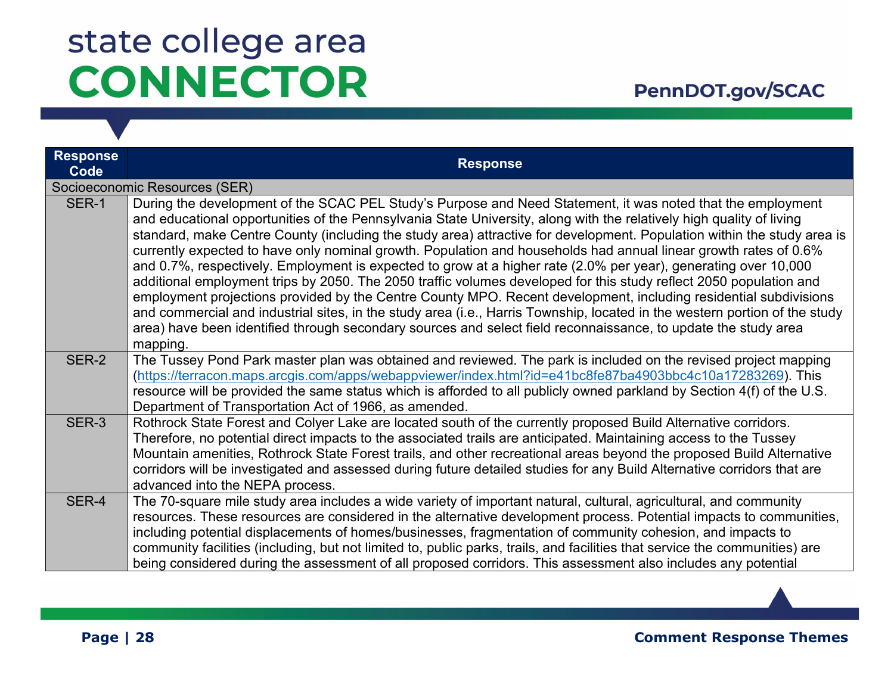| Response Code | Response |
|---|---|
| Socioeconomic Resources (SER) | |
| SER-1 | During the development of the SCAC PEL Study's Purpose and Need Statement, it was noted that the employment and educational opportunities of the Pennsylvania State University, along with the relatively high quality of living standard, make Centre County (including the study area) attractive for development. Population within the study area is currently expected to have only nominal growth. Population and households had annual linear growth rates of 0.6% and 0.7%, respectively. Employment is expected to grow at a higher rate (2.0% per year), generating over 10,000 additional employment trips by 2050. The 2050 traffic volumes developed for this study reflect 2050 population and employment projections provided by the Centre County MPO. Recent development, including residential subdivisions and commercial and industrial sites, in the study area (i.e., Harris Township, located in the western portion of the study area) have been identified through secondary sources and select field reconnaissance, to update the study area mapping. |
| SER-2 | The Tussey Pond Park master plan was obtained and reviewed. The park is included on the revised project mapping (https://terracon.maps.arcgis.com/apps/webappviewer/index.html?id=e41bc8fe87ba4903bbc4c10a17283269). This resource will be provided the same status which is afforded to all publicly owned parkland by Section 4(f) of the U.S. Department of Transportation Act of 1966, as amended. |
| SER-3 | Rothrock State Forest and Colyer Lake are located south of the currently proposed Build Alternative corridors. Therefore, no potential direct impacts to the associated trails are anticipated. Maintaining access to the Tussey Mountain amenities, Rothrock State Forest trails, and other recreational areas beyond the proposed Build Alternative corridors will be investigated and assessed during future detailed studies for any Build Alternative corridors that are advanced into the NEPA process. |
| SER-4 | The 70-square mile study area includes a wide variety of important natural, cultural, agricultural, and community resources. These resources are considered in the alternative development process. Potential impacts to communities, including potential displacements of homes/businesses, fragmentation of community cohesion, and impacts to community facilities (including, but not limited to, public parks, trails, and facilities that service the communities) are being considered during the assessment of all proposed corridors. This assessment also includes any potential |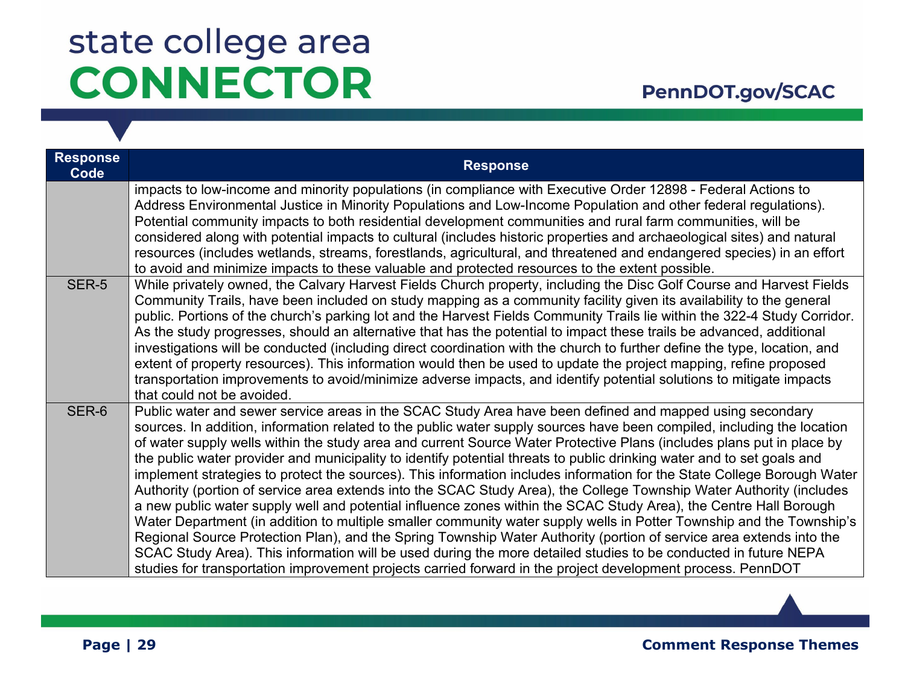| Response Code | Response |
|---|---|
| | impacts to low-income and minority populations (in compliance with Executive Order 12898 - Federal Actions to Address Environmental Justice in Minority Populations and Low-Income Population and other federal regulations). Potential community impacts to both residential development communities and rural farm communities, will be considered along with potential impacts to cultural (includes historic properties and archaeological sites) and natural resources (includes wetlands, streams, forestlands, agricultural, and threatened and endangered species) in an effort to avoid and minimize impacts to these valuable and protected resources to the extent possible. |
| SER-5 | While privately owned, the Calvary Harvest Fields Church property, including the Disc Golf Course and Harvest Fields Community Trails, have been included on study mapping as a community facility given its availability to the general public. Portions of the church's parking lot and the Harvest Fields Community Trails lie within the 322-4 Study Corridor. As the study progresses, should an alternative that has the potential to impact these trails be advanced, additional investigations will be conducted (including direct coordination with the church to further define the type, location, and extent of property resources). This information would then be used to update the project mapping, refine proposed transportation improvements to avoid/minimize adverse impacts, and identify potential solutions to mitigate impacts that could not be avoided. |
| SER-6 | Public water and sewer service areas in the SCAC Study Area have been defined and mapped using secondary sources. In addition, information related to the public water supply sources have been compiled, including the location of water supply wells within the study area and current Source Water Protective Plans (includes plans put in place by the public water provider and municipality to identify potential threats to public drinking water and to set goals and implement strategies to protect the sources). This information includes information for the State College Borough Water Authority (portion of service area extends into the SCAC Study Area), the College Township Water Authority (includes a new public water supply well and potential influence zones within the SCAC Study Area), the Centre Hall Borough Water Department (in addition to multiple smaller community water supply wells in Potter Township and the Township's Regional Source Protection Plan), and the Spring Township Water Authority (portion of service area extends into the SCAC Study Area). This information will be used during the more detailed studies to be conducted in future NEPA studies for transportation improvement projects carried forward in the project development process. PennDOT |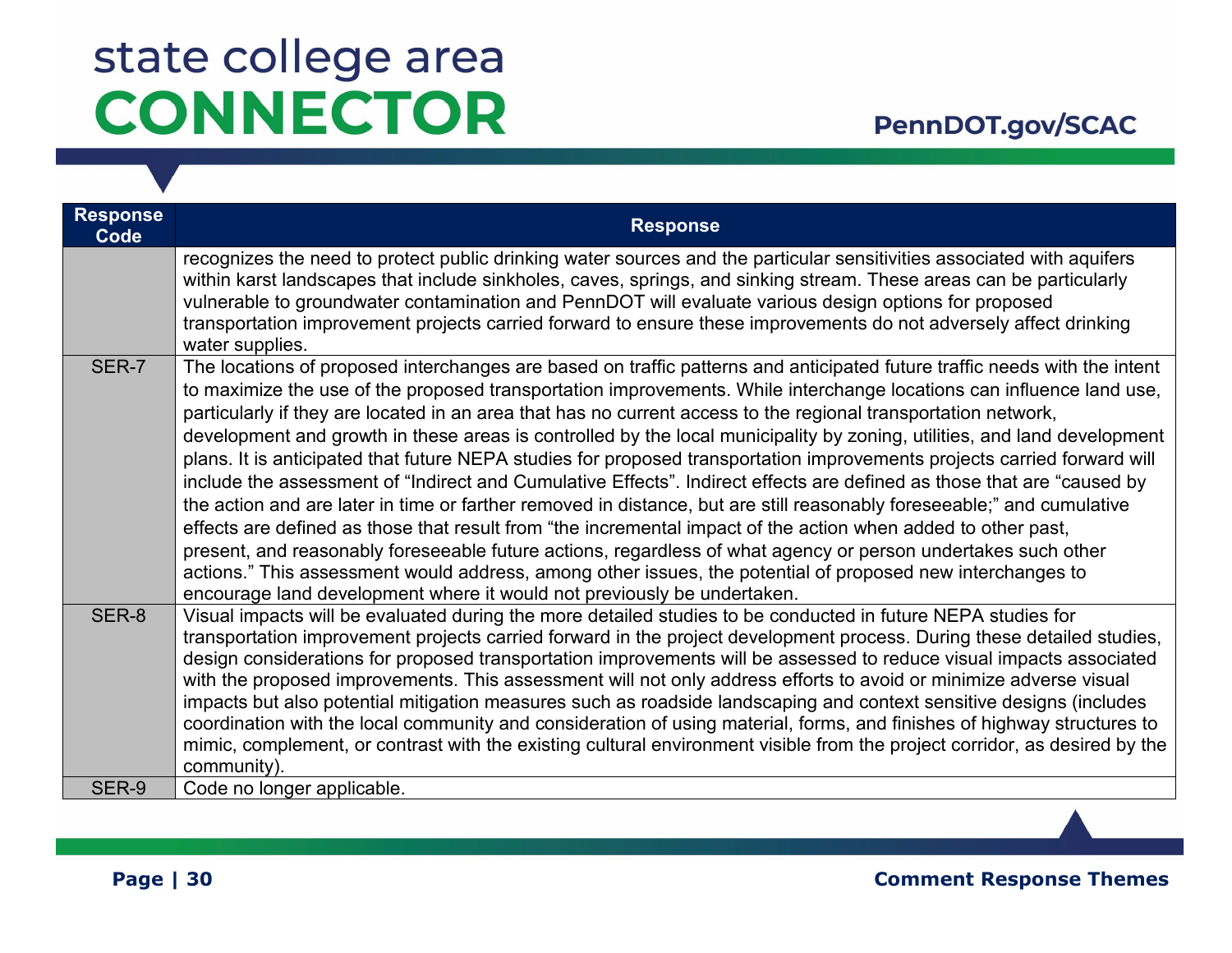| Response Code | Response |
|---|---|
| | recognizes the need to protect public drinking water sources and the particular sensitivities associated with aquifers within karst landscapes that include sinkholes, caves, springs, and sinking stream. These areas can be particularly vulnerable to groundwater contamination and PennDOT will evaluate various design options for proposed transportation improvement projects carried forward to ensure these improvements do not adversely affect drinking water supplies. |
| SER-7 | The locations of proposed interchanges are based on traffic patterns and anticipated future traffic needs with the intent to maximize the use of the proposed transportation improvements. While interchange locations can influence land use, particularly if they are located in an area that has no current access to the regional transportation network, development and growth in these areas is controlled by the local municipality by zoning, utilities, and land development plans. It is anticipated that future NEPA studies for proposed transportation improvements projects carried forward will include the assessment of "Indirect and Cumulative Effects". Indirect effects are defined as those that are "caused by the action and are later in time or farther removed in distance, but are still reasonably foreseeable;" and cumulative effects are defined as those that result from "the incremental impact of the action when added to other past, present, and reasonably foreseeable future actions, regardless of what agency or person undertakes such other actions." This assessment would address, among other issues, the potential of proposed new interchanges to encourage land development where it would not previously be undertaken. |
| SER-8 | Visual impacts will be evaluated during the more detailed studies to be conducted in future NEPA studies for transportation improvement projects carried forward in the project development process. During these detailed studies, design considerations for proposed transportation improvements will be assessed to reduce visual impacts associated with the proposed improvements. This assessment will not only address efforts to avoid or minimize adverse visual impacts but also potential mitigation measures such as roadside landscaping and context sensitive designs (includes coordination with the local community and consideration of using material, forms, and finishes of highway structures to mimic, complement, or contrast with the existing cultural environment visible from the project corridor, as desired by the community). |
| SER-9 | Code no longer applicable. |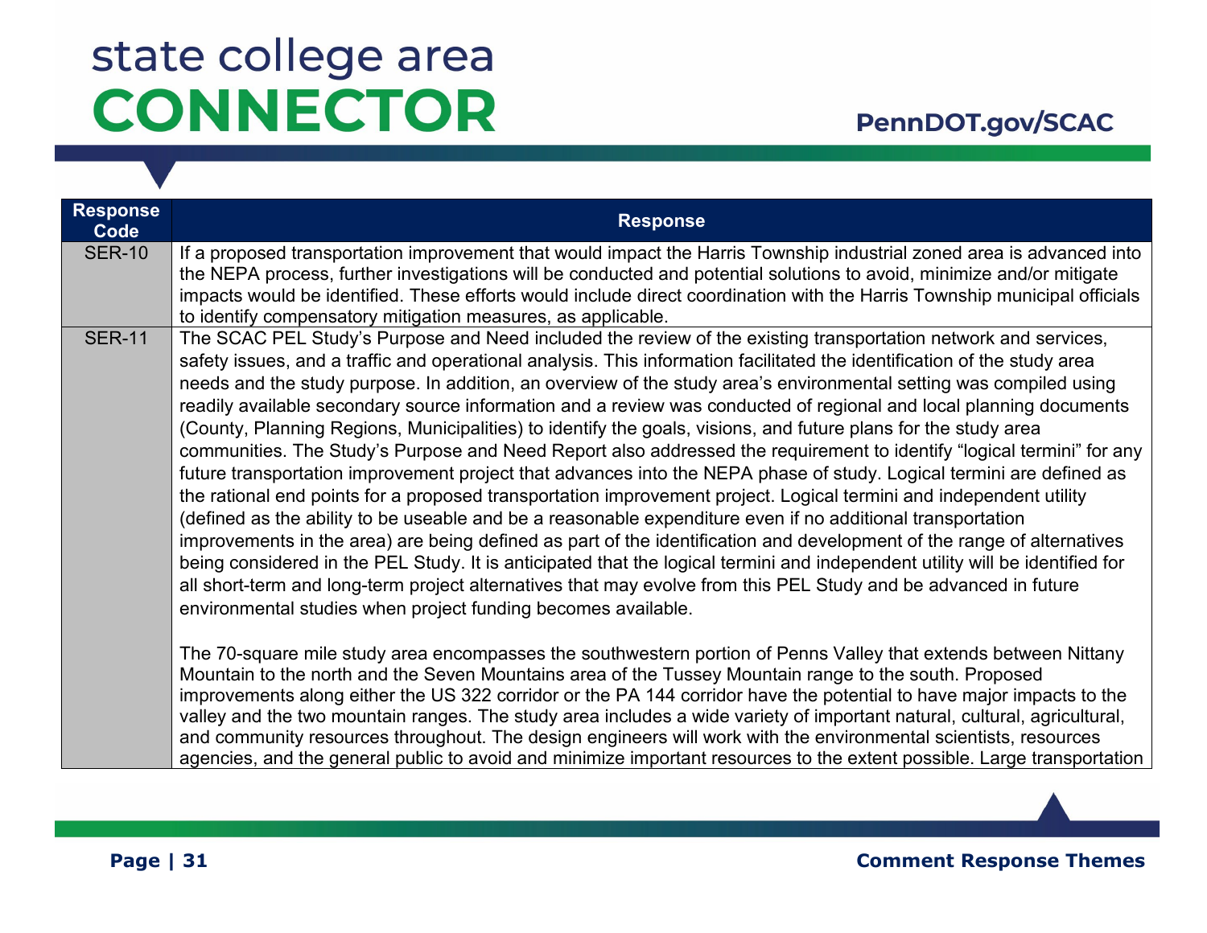| Response Code | Response |
|---|---|
| SER-10 | If a proposed transportation improvement that would impact the Harris Township industrial zoned area is advanced into the NEPA process, further investigations will be conducted and potential solutions to avoid, minimize and/or mitigate impacts would be identified. These efforts would include direct coordination with the Harris Township municipal officials to identify compensatory mitigation measures, as applicable. |
| SER-11 | The SCAC PEL Study's Purpose and Need included the review of the existing transportation network and services, safety issues, and a traffic and operational analysis. This information facilitated the identification of the study area needs and the study purpose. In addition, an overview of the study area's environmental setting was compiled using readily available secondary source information and a review was conducted of regional and local planning documents (County, Planning Regions, Municipalities) to identify the goals, visions, and future plans for the study area communities. The Study's Purpose and Need Report also addressed the requirement to identify "logical termini" for any future transportation improvement project that advances into the NEPA phase of study. Logical termini are defined as the rational end points for a proposed transportation improvement project. Logical termini and independent utility (defined as the ability to be useable and be a reasonable expenditure even if no additional transportation improvements in the area) are being defined as part of the identification and development of the range of alternatives being considered in the PEL Study. It is anticipated that the logical termini and independent utility will be identified for all short-term and long-term project alternatives that may evolve from this PEL Study and be advanced in future environmental studies when project funding becomes available.<br><br>The 70-square mile study area encompasses the southwestern portion of Penns Valley that extends between Nittany Mountain to the north and the Seven Mountains area of the Tussey Mountain range to the south. Proposed improvements along either the US 322 corridor or the PA 144 corridor have the potential to have major impacts to the valley and the two mountain ranges. The study area includes a wide variety of important natural, cultural, agricultural, and community resources throughout. The design engineers will work with the environmental scientists, resources agencies, and the general public to avoid and minimize important resources to the extent possible. Large transportation |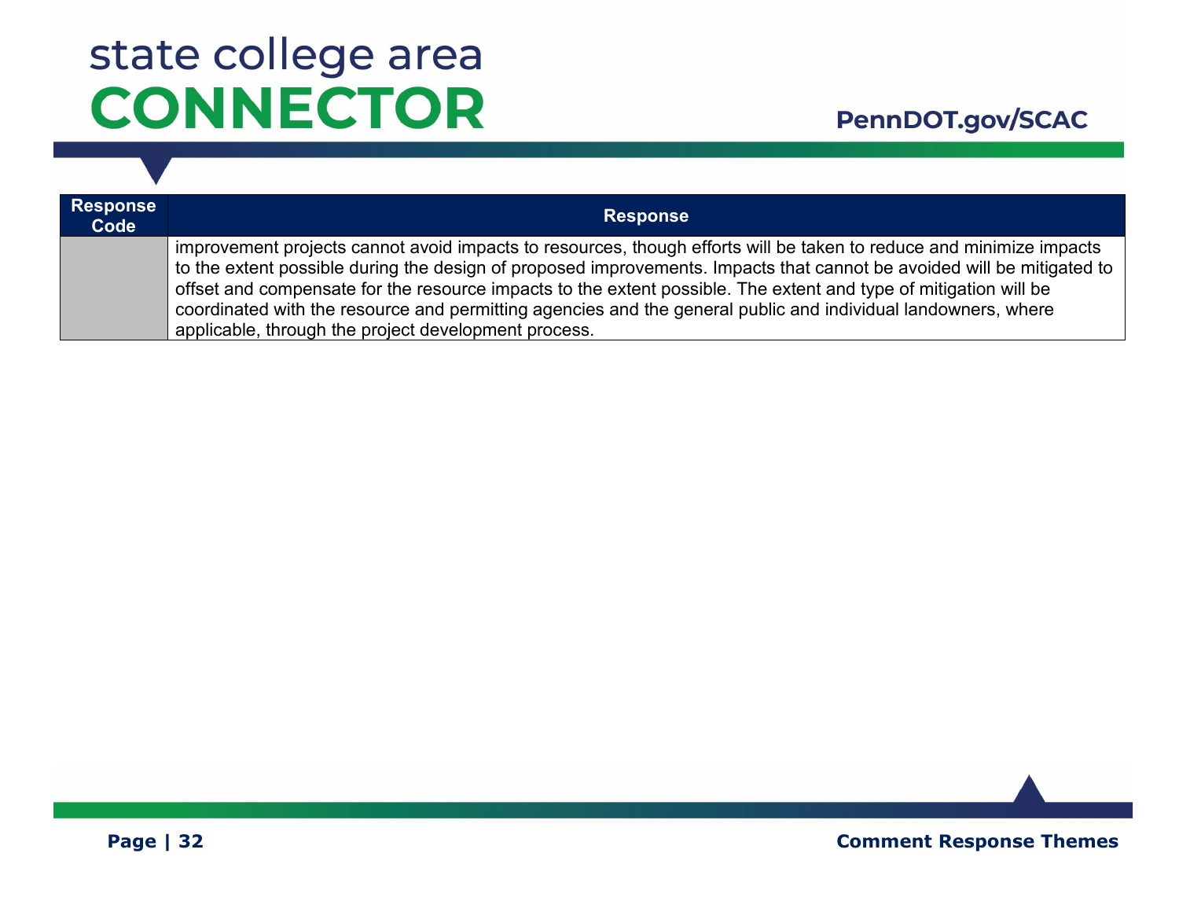| Response Code | Response |
|---|---|
| | improvement projects cannot avoid impacts to resources, though efforts will be taken to reduce and minimize impacts to the extent possible during the design of proposed improvements. Impacts that cannot be avoided will be mitigated to offset and compensate for the resource impacts to the extent possible. The extent and type of mitigation will be coordinated with the resource and permitting agencies and the general public and individual landowners, where applicable, through the project development process. |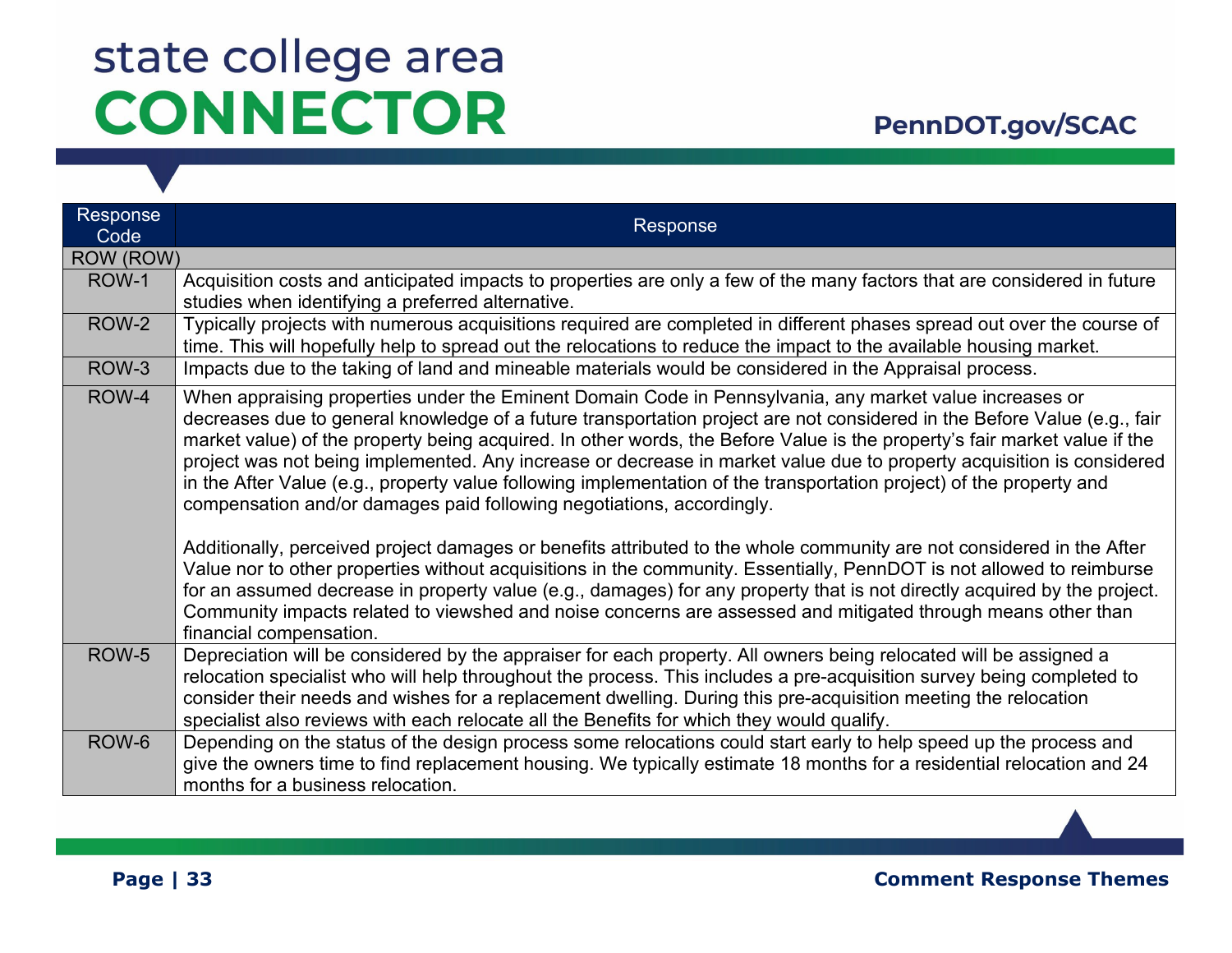| Response Code | Response |
|---|---|
| ROW (ROW) | |
| ROW-1 | Acquisition costs and anticipated impacts to properties are only a few of the many factors that are considered in future studies when identifying a preferred alternative. |
| ROW-2 | Typically projects with numerous acquisitions required are completed in different phases spread out over the course of time. This will hopefully help to spread out the relocations to reduce the impact to the available housing market. |
| ROW-3 | Impacts due to the taking of land and mineable materials would be considered in the Appraisal process. |
| ROW-4 | When appraising properties under the Eminent Domain Code in Pennsylvania, any market value increases or decreases due to general knowledge of a future transportation project are not considered in the Before Value (e.g., fair market value) of the property being acquired. In other words, the Before Value is the property's fair market value if the project was not being implemented. Any increase or decrease in market value due to property acquisition is considered in the After Value (e.g., property value following implementation of the transportation project) of the property and compensation and/or damages paid following negotiations, accordingly.<br><br>Additionally, perceived project damages or benefits attributed to the whole community are not considered in the After Value nor to other properties without acquisitions in the community. Essentially, PennDOT is not allowed to reimburse for an assumed decrease in property value (e.g., damages) for any property that is not directly acquired by the project. Community impacts related to viewshed and noise concerns are assessed and mitigated through means other than financial compensation. |
| ROW-5 | Depreciation will be considered by the appraiser for each property. All owners being relocated will be assigned a relocation specialist who will help throughout the process. This includes a pre-acquisition survey being completed to consider their needs and wishes for a replacement dwelling. During this pre-acquisition meeting the relocation specialist also reviews with each relocate all the Benefits for which they would qualify. |
| ROW-6 | Depending on the status of the design process some relocations could start early to help speed up the process and give the owners time to find replacement housing. We typically estimate 18 months for a residential relocation and 24 months for a business relocation. |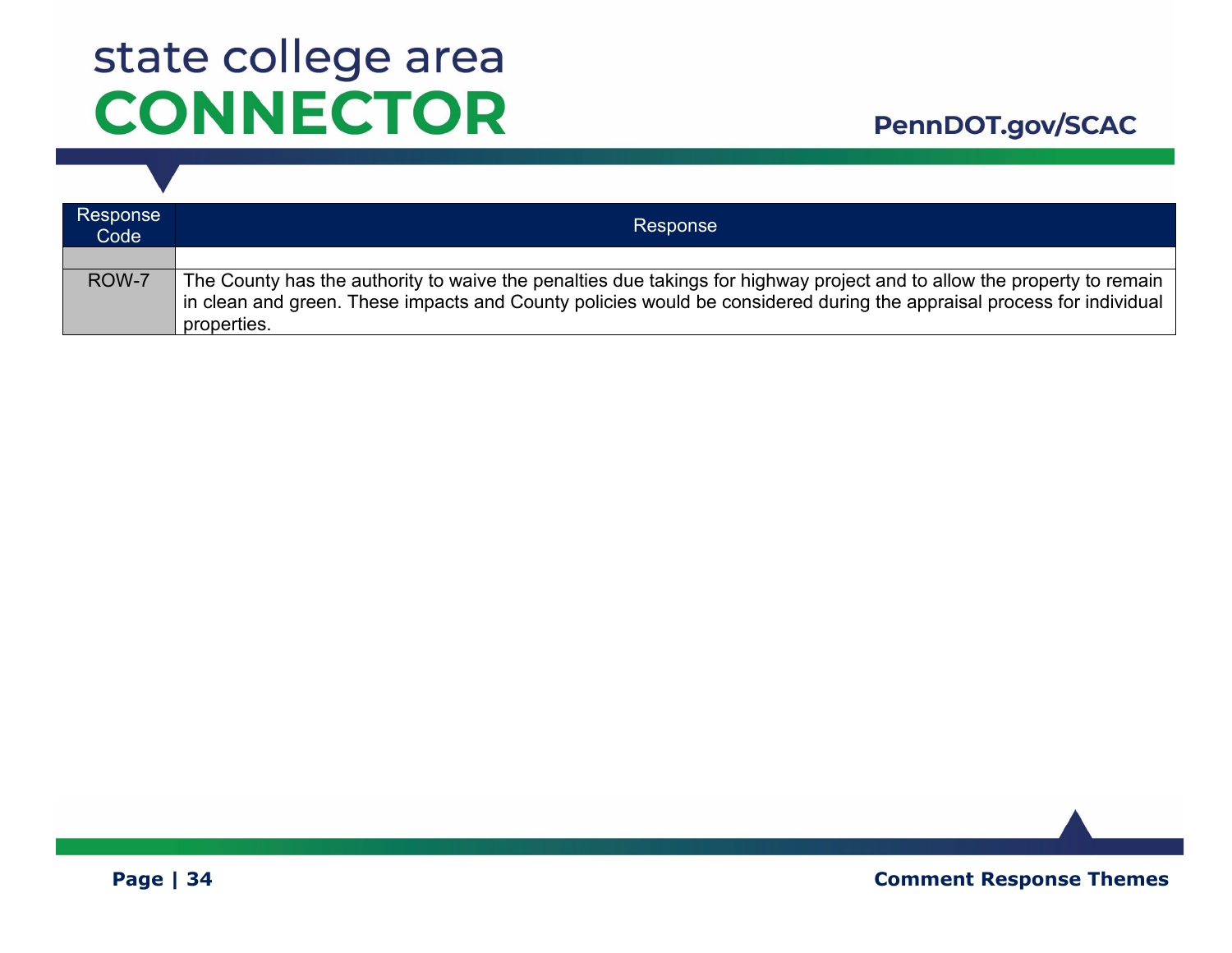| Response Code | Response |
|---|---|
| | |
| ROW-7 | The County has the authority to waive the penalties due takings for highway project and to allow the property to remain in clean and green. These impacts and County policies would be considered during the appraisal process for individual properties. |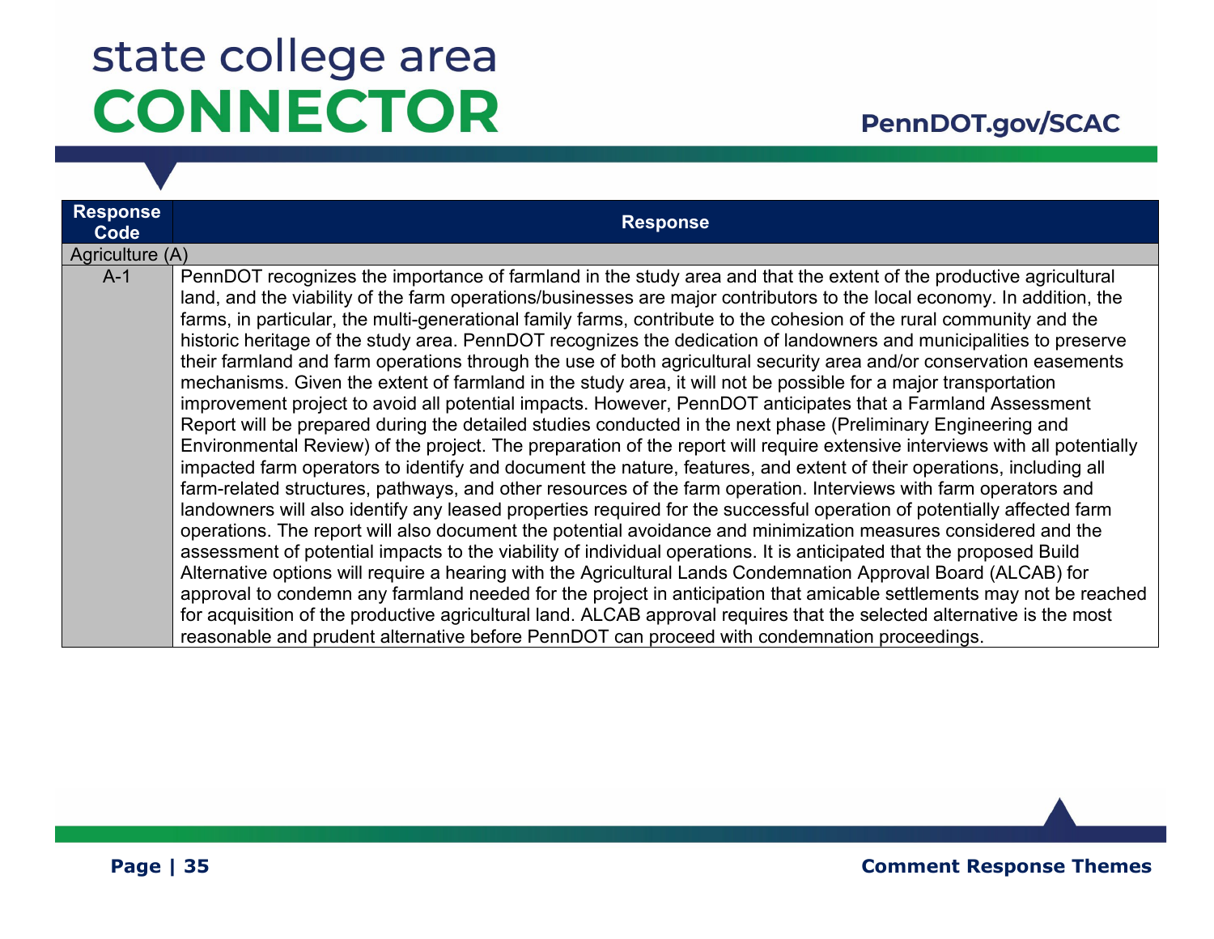| Response Code | Response |
|---|---|
| Agriculture (A) | |
| A-1 | PennDOT recognizes the importance of farmland in the study area and that the extent of the productive agricultural land, and the viability of the farm operations/businesses are major contributors to the local economy. In addition, the farms, in particular, the multi-generational family farms, contribute to the cohesion of the rural community and the historic heritage of the study area. PennDOT recognizes the dedication of landowners and municipalities to preserve their farmland and farm operations through the use of both agricultural security area and/or conservation easements mechanisms. Given the extent of farmland in the study area, it will not be possible for a major transportation improvement project to avoid all potential impacts. However, PennDOT anticipates that a Farmland Assessment Report will be prepared during the detailed studies conducted in the next phase (Preliminary Engineering and Environmental Review) of the project. The preparation of the report will require extensive interviews with all potentially impacted farm operators to identify and document the nature, features, and extent of their operations, including all farm-related structures, pathways, and other resources of the farm operation. Interviews with farm operators and landowners will also identify any leased properties required for the successful operation of potentially affected farm operations. The report will also document the potential avoidance and minimization measures considered and the assessment of potential impacts to the viability of individual operations. It is anticipated that the proposed Build Alternative options will require a hearing with the Agricultural Lands Condemnation Approval Board (ALCAB) for approval to condemn any farmland needed for the project in anticipation that amicable settlements may not be reached for acquisition of the productive agricultural land. ALCAB approval requires that the selected alternative is the most reasonable and prudent alternative before PennDOT can proceed with condemnation proceedings. |